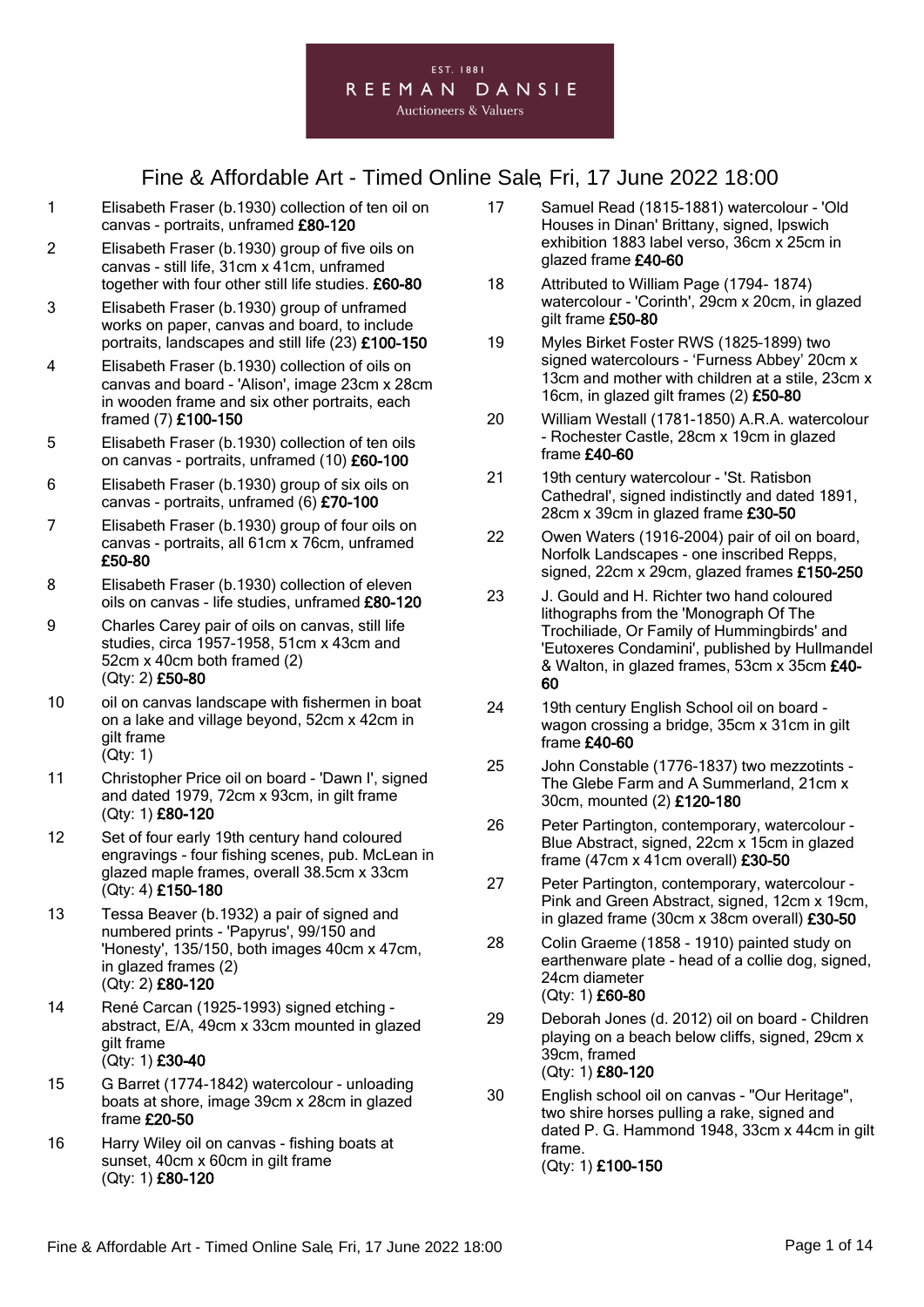EST. 1881

REEMAN DANSIE

Auctioneers & Valuers

# Fine & Affordable Art - Timed Online Sale, Fri, 17 June 2022 18:00

1 Elisabeth Fraser (b.1930) collection of ten oil on canvas - portraits, unframed **£80-120**

2 Elisabeth Fraser (b.1930) group of five oils on canvas - still life, 31cm x 41cm, unframed together with four other still life studies. **£60-80**

3 Elisabeth Fraser (b.1930) group of unframed works on paper, canvas and board, to include portraits, landscapes and still life (23) **£100-150**

4 Elisabeth Fraser (b.1930) collection of oils on canvas and board - 'Alison', image 23cm x 28cm in wooden frame and six other portraits, each framed (7) **£100-150**

5 Elisabeth Fraser (b.1930) collection of ten oils on canvas - portraits, unframed (10) **£60-100**

6 Elisabeth Fraser (b.1930) group of six oils on canvas - portraits, unframed (6) **£70-100**

7 Elisabeth Fraser (b.1930) group of four oils on canvas - portraits, all 61cm x 76cm, unframed **£50-80**

8 Elisabeth Fraser (b.1930) collection of eleven oils on canvas - life studies, unframed **£80-120**

9 Charles Carey pair of oils on canvas, still life studies, circa 1957-1958, 51cm x 43cm and 52cm x 40cm both framed (2)
(Qty: 2) **£50-80**

10 oil on canvas landscape with fishermen in boat on a lake and village beyond, 52cm x 42cm in gilt frame
(Qty: 1)

11 Christopher Price oil on board - 'Dawn I', signed and dated 1979, 72cm x 93cm, in gilt frame
(Qty: 1) **£80-120**

12 Set of four early 19th century hand coloured engravings - four fishing scenes, pub. McLean in glazed maple frames, overall 38.5cm x 33cm
(Qty: 4) **£150-180**

13 Tessa Beaver (b.1932) a pair of signed and numbered prints - 'Papyrus', 99/150 and 'Honesty', 135/150, both images 40cm x 47cm, in glazed frames (2)
(Qty: 2) **£80-120**

14 René Carcan (1925-1993) signed etching - abstract, E/A, 49cm x 33cm mounted in glazed gilt frame
(Qty: 1) **£30-40**

15 G Barret (1774-1842) watercolour - unloading boats at shore, image 39cm x 28cm in glazed frame **£20-50**

16 Harry Wiley oil on canvas - fishing boats at sunset, 40cm x 60cm in gilt frame
(Qty: 1) **£80-120**

17 Samuel Read (1815-1881) watercolour - 'Old Houses in Dinan' Brittany, signed, Ipswich exhibition 1883 label verso, 36cm x 25cm in glazed frame **£40-60**

18 Attributed to William Page (1794- 1874) watercolour - 'Corinth', 29cm x 20cm, in glazed gilt frame **£50-80**

19 Myles Birket Foster RWS (1825-1899) two signed watercolours - 'Furness Abbey' 20cm x 13cm and mother with children at a stile, 23cm x 16cm, in glazed gilt frames (2) **£50-80**

20 William Westall (1781-1850) A.R.A. watercolour - Rochester Castle, 28cm x 19cm in glazed frame **£40-60**

21 19th century watercolour - 'St. Ratisbon Cathedral', signed indistinctly and dated 1891, 28cm x 39cm in glazed frame **£30-50**

22 Owen Waters (1916-2004) pair of oil on board, Norfolk Landscapes - one inscribed Repps, signed, 22cm x 29cm, glazed frames **£150-250**

23 J. Gould and H. Richter two hand coloured lithographs from the 'Monograph Of The Trochiliade, Or Family of Hummingbirds' and 'Eutoxeres Condamini', published by Hullmandel & Walton, in glazed frames, 53cm x 35cm **£40-60**

24 19th century English School oil on board - wagon crossing a bridge, 35cm x 31cm in gilt frame **£40-60**

25 John Constable (1776-1837) two mezzotints - The Glebe Farm and A Summerland, 21cm x 30cm, mounted (2) **£120-180**

26 Peter Partington, contemporary, watercolour - Blue Abstract, signed, 22cm x 15cm in glazed frame (47cm x 41cm overall) **£30-50**

27 Peter Partington, contemporary, watercolour - Pink and Green Abstract, signed, 12cm x 19cm, in glazed frame (30cm x 38cm overall) **£30-50**

28 Colin Graeme (1858 - 1910) painted study on earthenware plate - head of a collie dog, signed, 24cm diameter
(Qty: 1) **£60-80**

29 Deborah Jones (d. 2012) oil on board - Children playing on a beach below cliffs, signed, 29cm x 39cm, framed
(Qty: 1) **£80-120**

30 English school oil on canvas - "Our Heritage", two shire horses pulling a rake, signed and dated P. G. Hammond 1948, 33cm x 44cm in gilt frame.
(Qty: 1) **£100-150**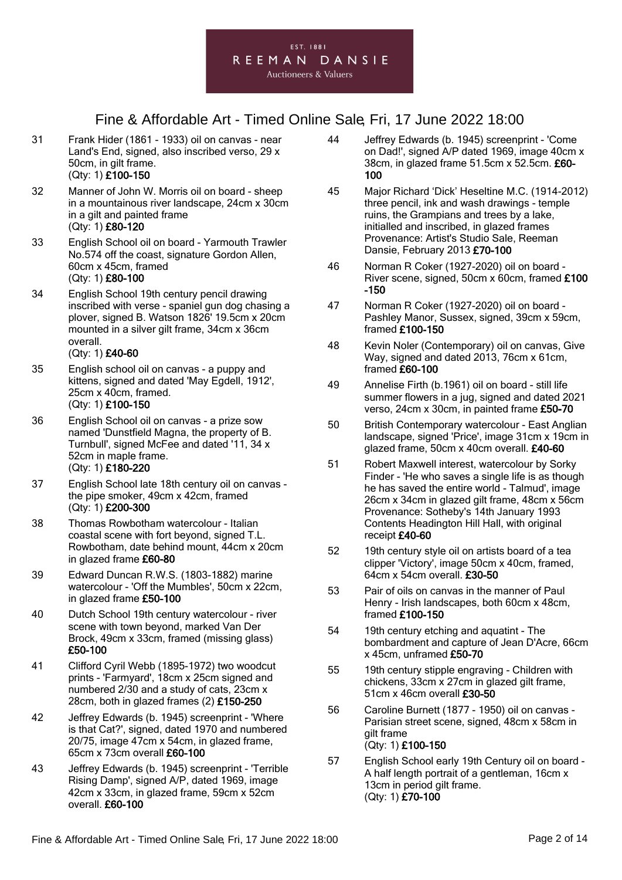# Fine & Affordable Art - Timed Online Sale, Fri, 17 June 2022 18:00

31 Frank Hider (1861 - 1933) oil on canvas - near Land's End, signed, also inscribed verso, 29 x 50cm, in gilt frame.
(Qty: 1) **£100-150**

32 Manner of John W. Morris oil on board - sheep in a mountainous river landscape, 24cm x 30cm in a gilt and painted frame
(Qty: 1) **£80-120**

33 English School oil on board - Yarmouth Trawler No.574 off the coast, signature Gordon Allen, 60cm x 45cm, framed
(Qty: 1) **£80-100**

34 English School 19th century pencil drawing inscribed with verse - spaniel gun dog chasing a plover, signed B. Watson 1826' 19.5cm x 20cm mounted in a silver gilt frame, 34cm x 36cm overall.
(Qty: 1) **£40-60**

35 English school oil on canvas - a puppy and kittens, signed and dated 'May Egdell, 1912', 25cm x 40cm, framed.
(Qty: 1) **£100-150**

36 English School oil on canvas - a prize sow named 'Dunstfield Magna, the property of B. Turnbull', signed McFee and dated '11, 34 x 52cm in maple frame.
(Qty: 1) **£180-220**

37 English School late 18th century oil on canvas - the pipe smoker, 49cm x 42cm, framed
(Qty: 1) **£200-300**

38 Thomas Rowbotham watercolour - Italian coastal scene with fort beyond, signed T.L. Rowbotham, date behind mount, 44cm x 20cm in glazed frame **£60-80**

39 Edward Duncan R.W.S. (1803-1882) marine watercolour - 'Off the Mumbles', 50cm x 22cm, in glazed frame **£50-100**

40 Dutch School 19th century watercolour - river scene with town beyond, marked Van Der Brock, 49cm x 33cm, framed (missing glass) **£50-100**

41 Clifford Cyril Webb (1895-1972) two woodcut prints - 'Farmyard', 18cm x 25cm signed and numbered 2/30 and a study of cats, 23cm x 28cm, both in glazed frames (2) **£150-250**

42 Jeffrey Edwards (b. 1945) screenprint - 'Where is that Cat?', signed, dated 1970 and numbered 20/75, image 47cm x 54cm, in glazed frame, 65cm x 73cm overall **£60-100**

43 Jeffrey Edwards (b. 1945) screenprint - 'Terrible Rising Damp', signed A/P, dated 1969, image 42cm x 33cm, in glazed frame, 59cm x 52cm overall. **£60-100**

44 Jeffrey Edwards (b. 1945) screenprint - 'Come on Dad!', signed A/P dated 1969, image 40cm x 38cm, in glazed frame 51.5cm x 52.5cm. **£60-100**

45 Major Richard 'Dick' Heseltine M.C. (1914-2012) three pencil, ink and wash drawings - temple ruins, the Grampians and trees by a lake, initialled and inscribed, in glazed frames Provenance: Artist's Studio Sale, Reeman Dansie, February 2013 **£70-100**

46 Norman R Coker (1927-2020) oil on board - River scene, signed, 50cm x 60cm, framed **£100-150**

47 Norman R Coker (1927-2020) oil on board - Pashley Manor, Sussex, signed, 39cm x 59cm, framed **£100-150**

48 Kevin Noler (Contemporary) oil on canvas, Give Way, signed and dated 2013, 76cm x 61cm, framed **£60-100**

49 Annelise Firth (b.1961) oil on board - still life summer flowers in a jug, signed and dated 2021 verso, 24cm x 30cm, in painted frame **£50-70**

50 British Contemporary watercolour - East Anglian landscape, signed 'Price', image 31cm x 19cm in glazed frame, 50cm x 40cm overall. **£40-60**

51 Robert Maxwell interest, watercolour by Sorky Finder - 'He who saves a single life is as though he has saved the entire world - Talmud', image 26cm x 34cm in glazed gilt frame, 48cm x 56cm Provenance: Sotheby's 14th January 1993 Contents Headington Hill Hall, with original receipt **£40-60**

52 19th century style oil on artists board of a tea clipper 'Victory', image 50cm x 40cm, framed, 64cm x 54cm overall. **£30-50**

53 Pair of oils on canvas in the manner of Paul Henry - Irish landscapes, both 60cm x 48cm, framed **£100-150**

54 19th century etching and aquatint - The bombardment and capture of Jean D'Acre, 66cm x 45cm, unframed **£50-70**

55 19th century stipple engraving - Children with chickens, 33cm x 27cm in glazed gilt frame, 51cm x 46cm overall **£30-50**

56 Caroline Burnett (1877 - 1950) oil on canvas - Parisian street scene, signed, 48cm x 58cm in gilt frame
(Qty: 1) **£100-150**

57 English School early 19th Century oil on board - A half length portrait of a gentleman, 16cm x 13cm in period gilt frame.
(Qty: 1) **£70-100**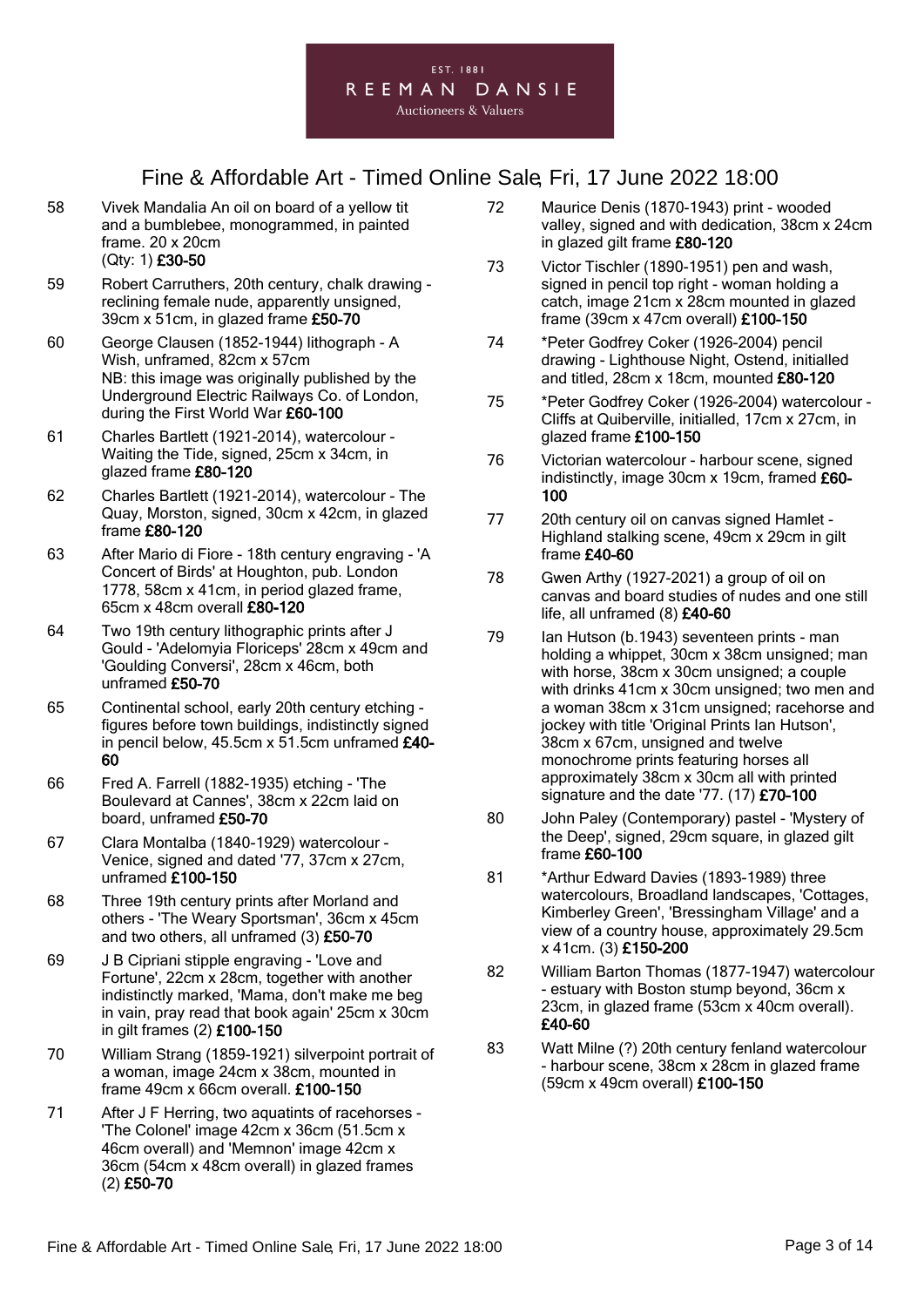58 Vivek Mandalia An oil on board of a yellow tit and a bumblebee, monogrammed, in painted frame. 20 x 20cm
(Qty: 1) **£30-50**

59 Robert Carruthers, 20th century, chalk drawing - reclining female nude, apparently unsigned, 39cm x 51cm, in glazed frame **£50-70**

60 George Clausen (1852-1944) lithograph - A Wish, unframed, 82cm x 57cm
NB: this image was originally published by the Underground Electric Railways Co. of London, during the First World War **£60-100**

61 Charles Bartlett (1921-2014), watercolour - Waiting the Tide, signed, 25cm x 34cm, in glazed frame **£80-120**

62 Charles Bartlett (1921-2014), watercolour - The Quay, Morston, signed, 30cm x 42cm, in glazed frame **£80-120**

63 After Mario di Fiore - 18th century engraving - 'A Concert of Birds' at Houghton, pub. London 1778, 58cm x 41cm, in period glazed frame, 65cm x 48cm overall **£80-120**

64 Two 19th century lithographic prints after J Gould - 'Adelomyia Floriceps' 28cm x 49cm and 'Goulding Conversi', 28cm x 46cm, both unframed **£50-70**

65 Continental school, early 20th century etching - figures before town buildings, indistinctly signed in pencil below, 45.5cm x 51.5cm unframed **£40-60**

66 Fred A. Farrell (1882-1935) etching - 'The Boulevard at Cannes', 38cm x 22cm laid on board, unframed **£50-70**

67 Clara Montalba (1840-1929) watercolour - Venice, signed and dated '77, 37cm x 27cm, unframed **£100-150**

68 Three 19th century prints after Morland and others - 'The Weary Sportsman', 36cm x 45cm and two others, all unframed (3) **£50-70**

69 J B Cipriani stipple engraving - 'Love and Fortune', 22cm x 28cm, together with another indistinctly marked, 'Mama, don't make me beg in vain, pray read that book again' 25cm x 30cm in gilt frames (2) **£100-150**

70 William Strang (1859-1921) silverpoint portrait of a woman, image 24cm x 38cm, mounted in frame 49cm x 66cm overall. **£100-150**

71 After J F Herring, two aquatints of racehorses - 'The Colonel' image 42cm x 36cm (51.5cm x 46cm overall) and 'Memnon' image 42cm x 36cm (54cm x 48cm overall) in glazed frames (2) **£50-70**

72 Maurice Denis (1870-1943) print - wooded valley, signed and with dedication, 38cm x 24cm in glazed gilt frame **£80-120**

73 Victor Tischler (1890-1951) pen and wash, signed in pencil top right - woman holding a catch, image 21cm x 28cm mounted in glazed frame (39cm x 47cm overall) **£100-150**

74 *Peter Godfrey Coker (1926-2004) pencil drawing - Lighthouse Night, Ostend, initialled and titled, 28cm x 18cm, mounted **£80-120**

75 *Peter Godfrey Coker (1926-2004) watercolour - Cliffs at Quiberville, initialled, 17cm x 27cm, in glazed frame **£100-150**

76 Victorian watercolour - harbour scene, signed indistinctly, image 30cm x 19cm, framed **£60-100**

77 20th century oil on canvas signed Hamlet - Highland stalking scene, 49cm x 29cm in gilt frame **£40-60**

78 Gwen Arthy (1927-2021) a group of oil on canvas and board studies of nudes and one still life, all unframed (8) **£40-60**

79 Ian Hutson (b.1943) seventeen prints - man holding a whippet, 30cm x 38cm unsigned; man with horse, 38cm x 30cm unsigned; a couple with drinks 41cm x 30cm unsigned; two men and a woman 38cm x 31cm unsigned; racehorse and jockey with title 'Original Prints Ian Hutson', 38cm x 67cm, unsigned and twelve monochrome prints featuring horses all approximately 38cm x 30cm all with printed signature and the date '77. (17) **£70-100**

80 John Paley (Contemporary) pastel - 'Mystery of the Deep', signed, 29cm square, in glazed gilt frame **£60-100**

81 *Arthur Edward Davies (1893-1989) three watercolours, Broadland landscapes, 'Cottages, Kimberley Green', 'Bressingham Village' and a view of a country house, approximately 29.5cm x 41cm. (3) **£150-200**

82 William Barton Thomas (1877-1947) watercolour - estuary with Boston stump beyond, 36cm x 23cm, in glazed frame (53cm x 40cm overall). **£40-60**

83 Watt Milne (?) 20th century fenland watercolour - harbour scene, 38cm x 28cm in glazed frame (59cm x 49cm overall) **£100-150**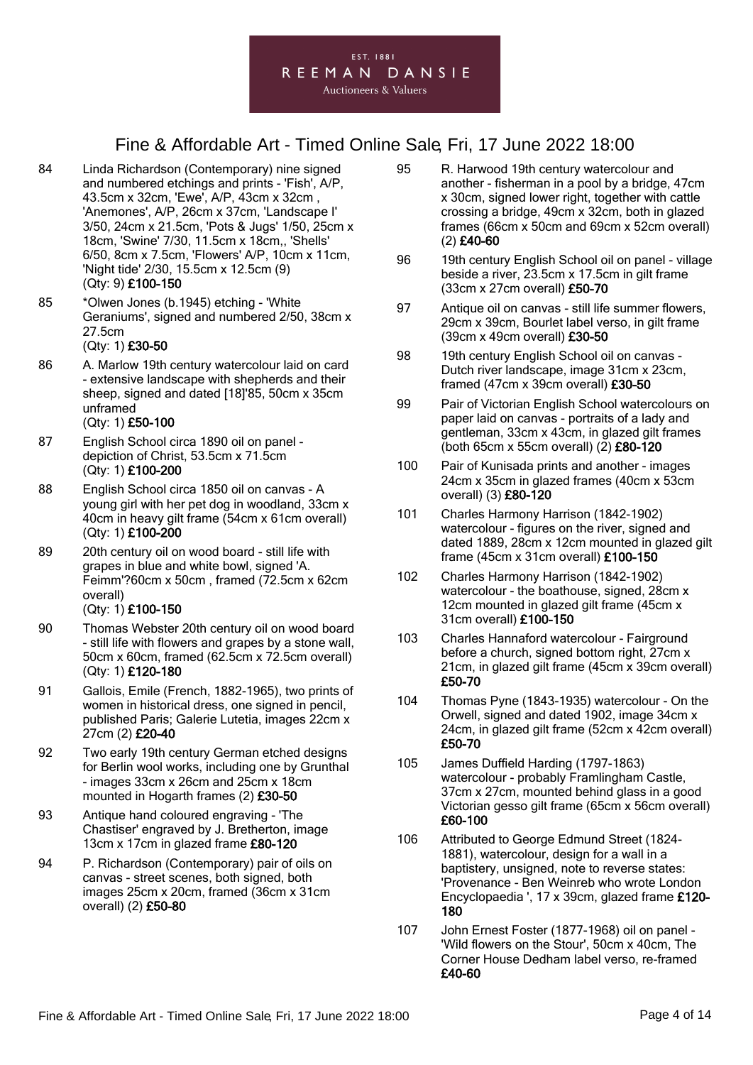# Fine & Affordable Art - Timed Online Sale, Fri, 17 June 2022 18:00

84 Linda Richardson (Contemporary) nine signed and numbered etchings and prints - 'Fish', A/P, 43.5cm x 32cm, 'Ewe', A/P, 43cm x 32cm , 'Anemones', A/P, 26cm x 37cm, 'Landscape I' 3/50, 24cm x 21.5cm, 'Pots & Jugs' 1/50, 25cm x 18cm, 'Swine' 7/30, 11.5cm x 18cm,, 'Shells' 6/50, 8cm x 7.5cm, 'Flowers' A/P, 10cm x 11cm, 'Night tide' 2/30, 15.5cm x 12.5cm (9) (Qty: 9) **£100-150**

85 *Olwen Jones (b.1945) etching - 'White Geraniums', signed and numbered 2/50, 38cm x 27.5cm (Qty: 1) **£30-50**

86 A. Marlow 19th century watercolour laid on card - extensive landscape with shepherds and their sheep, signed and dated [18]'85, 50cm x 35cm unframed (Qty: 1) **£50-100**

87 English School circa 1890 oil on panel - depiction of Christ, 53.5cm x 71.5cm (Qty: 1) **£100-200**

88 English School circa 1850 oil on canvas - A young girl with her pet dog in woodland, 33cm x 40cm in heavy gilt frame (54cm x 61cm overall) (Qty: 1) **£100-200**

89 20th century oil on wood board - still life with grapes in blue and white bowl, signed 'A. Feimm'?60cm x 50cm , framed (72.5cm x 62cm overall) (Qty: 1) **£100-150**

90 Thomas Webster 20th century oil on wood board - still life with flowers and grapes by a stone wall, 50cm x 60cm, framed (62.5cm x 72.5cm overall) (Qty: 1) **£120-180**

91 Gallois, Emile (French, 1882-1965), two prints of women in historical dress, one signed in pencil, published Paris; Galerie Lutetia, images 22cm x 27cm (2) **£20-40**

92 Two early 19th century German etched designs for Berlin wool works, including one by Grunthal - images 33cm x 26cm and 25cm x 18cm mounted in Hogarth frames (2) **£30-50**

93 Antique hand coloured engraving - 'The Chastiser' engraved by J. Bretherton, image 13cm x 17cm in glazed frame **£80-120**

94 P. Richardson (Contemporary) pair of oils on canvas - street scenes, both signed, both images 25cm x 20cm, framed (36cm x 31cm overall) (2) **£50-80**

95 R. Harwood 19th century watercolour and another - fisherman in a pool by a bridge, 47cm x 30cm, signed lower right, together with cattle crossing a bridge, 49cm x 32cm, both in glazed frames (66cm x 50cm and 69cm x 52cm overall) (2) **£40-60**

96 19th century English School oil on panel - village beside a river, 23.5cm x 17.5cm in gilt frame (33cm x 27cm overall) **£50-70**

97 Antique oil on canvas - still life summer flowers, 29cm x 39cm, Bourlet label verso, in gilt frame (39cm x 49cm overall) **£30-50**

98 19th century English School oil on canvas - Dutch river landscape, image 31cm x 23cm, framed (47cm x 39cm overall) **£30-50**

99 Pair of Victorian English School watercolours on paper laid on canvas - portraits of a lady and gentleman, 33cm x 43cm, in glazed gilt frames (both 65cm x 55cm overall) (2) **£80-120**

100 Pair of Kunisada prints and another - images 24cm x 35cm in glazed frames (40cm x 53cm overall) (3) **£80-120**

101 Charles Harmony Harrison (1842-1902) watercolour - figures on the river, signed and dated 1889, 28cm x 12cm mounted in glazed gilt frame (45cm x 31cm overall) **£100-150**

102 Charles Harmony Harrison (1842-1902) watercolour - the boathouse, signed, 28cm x 12cm mounted in glazed gilt frame (45cm x 31cm overall) **£100-150**

103 Charles Hannaford watercolour - Fairground before a church, signed bottom right, 27cm x 21cm, in glazed gilt frame (45cm x 39cm overall) **£50-70**

104 Thomas Pyne (1843-1935) watercolour - On the Orwell, signed and dated 1902, image 34cm x 24cm, in glazed gilt frame (52cm x 42cm overall) **£50-70**

105 James Duffield Harding (1797-1863) watercolour - probably Framlingham Castle, 37cm x 27cm, mounted behind glass in a good Victorian gesso gilt frame (65cm x 56cm overall) **£60-100**

106 Attributed to George Edmund Street (1824-1881), watercolour, design for a wall in a baptistery, unsigned, note to reverse states: 'Provenance - Ben Weinreb who wrote London Encyclopaedia ', 17 x 39cm, glazed frame **£120-180**

107 John Ernest Foster (1877-1968) oil on panel - 'Wild flowers on the Stour', 50cm x 40cm, The Corner House Dedham label verso, re-framed **£40-60**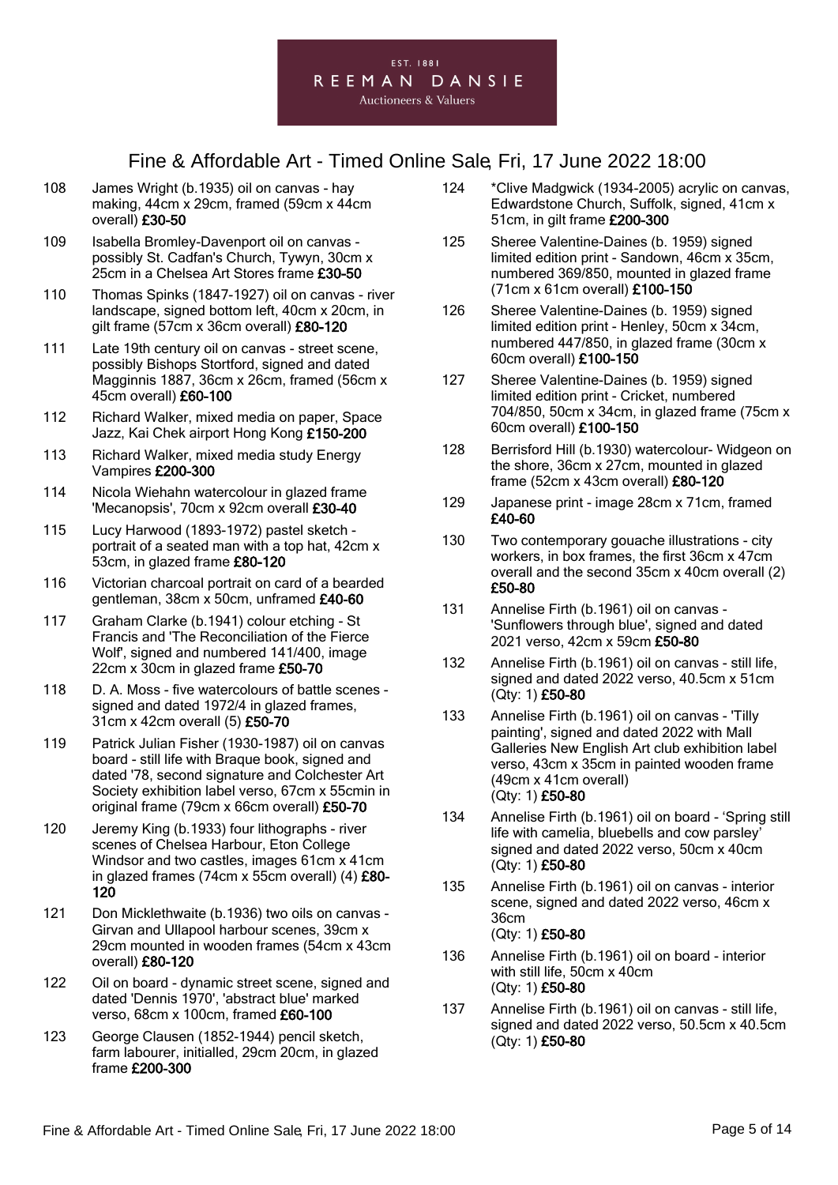# Fine & Affordable Art - Timed Online Sale, Fri, 17 June 2022 18:00

108 James Wright (b.1935) oil on canvas - hay making, 44cm x 29cm, framed (59cm x 44cm overall) **£30-50**

109 Isabella Bromley-Davenport oil on canvas - possibly St. Cadfan's Church, Tywyn, 30cm x 25cm in a Chelsea Art Stores frame **£30-50**

110 Thomas Spinks (1847-1927) oil on canvas - river landscape, signed bottom left, 40cm x 20cm, in gilt frame (57cm x 36cm overall) **£80-120**

111 Late 19th century oil on canvas - street scene, possibly Bishops Stortford, signed and dated Magginnis 1887, 36cm x 26cm, framed (56cm x 45cm overall) **£60-100**

112 Richard Walker, mixed media on paper, Space Jazz, Kai Chek airport Hong Kong **£150-200**

113 Richard Walker, mixed media study Energy Vampires **£200-300**

114 Nicola Wiehahn watercolour in glazed frame 'Mecanopsis', 70cm x 92cm overall **£30-40**

115 Lucy Harwood (1893-1972) pastel sketch - portrait of a seated man with a top hat, 42cm x 53cm, in glazed frame **£80-120**

116 Victorian charcoal portrait on card of a bearded gentleman, 38cm x 50cm, unframed **£40-60**

117 Graham Clarke (b.1941) colour etching - St Francis and 'The Reconciliation of the Fierce Wolf', signed and numbered 141/400, image 22cm x 30cm in glazed frame **£50-70**

118 D. A. Moss - five watercolours of battle scenes - signed and dated 1972/4 in glazed frames, 31cm x 42cm overall (5) **£50-70**

119 Patrick Julian Fisher (1930-1987) oil on canvas board - still life with Braque book, signed and dated '78, second signature and Colchester Art Society exhibition label verso, 67cm x 55cmin in original frame (79cm x 66cm overall) **£50-70**

120 Jeremy King (b.1933) four lithographs - river scenes of Chelsea Harbour, Eton College Windsor and two castles, images 61cm x 41cm in glazed frames (74cm x 55cm overall) (4) **£80-120**

121 Don Micklethwaite (b.1936) two oils on canvas - Girvan and Ullapool harbour scenes, 39cm x 29cm mounted in wooden frames (54cm x 43cm overall) **£80-120**

122 Oil on board - dynamic street scene, signed and dated 'Dennis 1970', 'abstract blue' marked verso, 68cm x 100cm, framed **£60-100**

123 George Clausen (1852-1944) pencil sketch, farm labourer, initialled, 29cm 20cm, in glazed frame **£200-300**

124 *Clive Madgwick (1934-2005) acrylic on canvas, Edwardstone Church, Suffolk, signed, 41cm x 51cm, in gilt frame **£200-300**

125 Sheree Valentine-Daines (b. 1959) signed limited edition print - Sandown, 46cm x 35cm, numbered 369/850, mounted in glazed frame (71cm x 61cm overall) **£100-150**

126 Sheree Valentine-Daines (b. 1959) signed limited edition print - Henley, 50cm x 34cm, numbered 447/850, in glazed frame (30cm x 60cm overall) **£100-150**

127 Sheree Valentine-Daines (b. 1959) signed limited edition print - Cricket, numbered 704/850, 50cm x 34cm, in glazed frame (75cm x 60cm overall) **£100-150**

128 Berrisford Hill (b.1930) watercolour- Widgeon on the shore, 36cm x 27cm, mounted in glazed frame (52cm x 43cm overall) **£80-120**

129 Japanese print - image 28cm x 71cm, framed **£40-60**

130 Two contemporary gouache illustrations - city workers, in box frames, the first 36cm x 47cm overall and the second 35cm x 40cm overall (2) **£50-80**

131 Annelise Firth (b.1961) oil on canvas - 'Sunflowers through blue', signed and dated 2021 verso, 42cm x 59cm **£50-80**

132 Annelise Firth (b.1961) oil on canvas - still life, signed and dated 2022 verso, 40.5cm x 51cm (Qty: 1) **£50-80**

133 Annelise Firth (b.1961) oil on canvas - 'Tilly painting', signed and dated 2022 with Mall Galleries New English Art club exhibition label verso, 43cm x 35cm in painted wooden frame (49cm x 41cm overall) (Qty: 1) **£50-80**

134 Annelise Firth (b.1961) oil on board - 'Spring still life with camelia, bluebells and cow parsley' signed and dated 2022 verso, 50cm x 40cm (Qty: 1) **£50-80**

135 Annelise Firth (b.1961) oil on canvas - interior scene, signed and dated 2022 verso, 46cm x 36cm (Qty: 1) **£50-80**

136 Annelise Firth (b.1961) oil on board - interior with still life, 50cm x 40cm (Qty: 1) **£50-80**

137 Annelise Firth (b.1961) oil on canvas - still life, signed and dated 2022 verso, 50.5cm x 40.5cm (Qty: 1) **£50-80**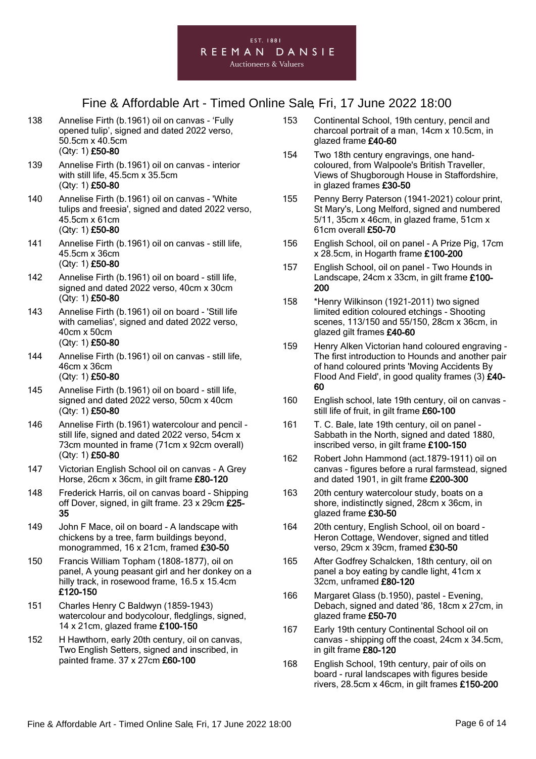EST. 1881
REEMAN DANSIE
Auctioneers & Valuers

# Fine & Affordable Art - Timed Online Sale, Fri, 17 June 2022 18:00

138 Annelise Firth (b.1961) oil on canvas - 'Fully opened tulip', signed and dated 2022 verso, 50.5cm x 40.5cm
(Qty: 1) **£50-80**

139 Annelise Firth (b.1961) oil on canvas - interior with still life, 45.5cm x 35.5cm
(Qty: 1) **£50-80**

140 Annelise Firth (b.1961) oil on canvas - 'White tulips and freesia', signed and dated 2022 verso, 45.5cm x 61cm
(Qty: 1) **£50-80**

141 Annelise Firth (b.1961) oil on canvas - still life, 45.5cm x 36cm
(Qty: 1) **£50-80**

142 Annelise Firth (b.1961) oil on board - still life, signed and dated 2022 verso, 40cm x 30cm
(Qty: 1) **£50-80**

143 Annelise Firth (b.1961) oil on board - 'Still life with camelias', signed and dated 2022 verso, 40cm x 50cm
(Qty: 1) **£50-80**

144 Annelise Firth (b.1961) oil on canvas - still life, 46cm x 36cm
(Qty: 1) **£50-80**

145 Annelise Firth (b.1961) oil on board - still life, signed and dated 2022 verso, 50cm x 40cm
(Qty: 1) **£50-80**

146 Annelise Firth (b.1961) watercolour and pencil - still life, signed and dated 2022 verso, 54cm x 73cm mounted in frame (71cm x 92cm overall)
(Qty: 1) **£50-80**

147 Victorian English School oil on canvas - A Grey Horse, 26cm x 36cm, in gilt frame **£80-120**

148 Frederick Harris, oil on canvas board - Shipping off Dover, signed, in gilt frame. 23 x 29cm **£25-35**

149 John F Mace, oil on board - A landscape with chickens by a tree, farm buildings beyond, monogrammed, 16 x 21cm, framed **£30-50**

150 Francis William Topham (1808-1877), oil on panel, A young peasant girl and her donkey on a hilly track, in rosewood frame, 16.5 x 15.4cm **£120-150**

151 Charles Henry C Baldwyn (1859-1943) watercolour and bodycolour, fledglings, signed, 14 x 21cm, glazed frame **£100-150**

152 H Hawthorn, early 20th century, oil on canvas, Two English Setters, signed and inscribed, in painted frame. 37 x 27cm **£60-100**

153 Continental School, 19th century, pencil and charcoal portrait of a man, 14cm x 10.5cm, in glazed frame **£40-60**

154 Two 18th century engravings, one hand-coloured, from Walpoole's British Traveller, Views of Shugborough House in Staffordshire, in glazed frames **£30-50**

155 Penny Berry Paterson (1941-2021) colour print, St Mary's, Long Melford, signed and numbered 5/11, 35cm x 46cm, in glazed frame, 51cm x 61cm overall **£50-70**

156 English School, oil on panel - A Prize Pig, 17cm x 28.5cm, in Hogarth frame **£100-200**

157 English School, oil on panel - Two Hounds in Landscape, 24cm x 33cm, in gilt frame **£100-200**

158 *Henry Wilkinson (1921-2011) two signed limited edition coloured etchings - Shooting scenes, 113/150 and 55/150, 28cm x 36cm, in glazed gilt frames **£40-60**

159 Henry Alken Victorian hand coloured engraving - The first introduction to Hounds and another pair of hand coloured prints 'Moving Accidents By Flood And Field', in good quality frames (3) **£40-60**

160 English school, late 19th century, oil on canvas - still life of fruit, in gilt frame **£60-100**

161 T. C. Bale, late 19th century, oil on panel - Sabbath in the North, signed and dated 1880, inscribed verso, in gilt frame **£100-150**

162 Robert John Hammond (act.1879-1911) oil on canvas - figures before a rural farmstead, signed and dated 1901, in gilt frame **£200-300**

163 20th century watercolour study, boats on a shore, indistinctly signed, 28cm x 36cm, in glazed frame **£30-50**

164 20th century, English School, oil on board - Heron Cottage, Wendover, signed and titled verso, 29cm x 39cm, framed **£30-50**

165 After Godfrey Schalcken, 18th century, oil on panel a boy eating by candle light, 41cm x 32cm, unframed **£80-120**

166 Margaret Glass (b.1950), pastel - Evening, Debach, signed and dated '86, 18cm x 27cm, in glazed frame **£50-70**

167 Early 19th century Continental School oil on canvas - shipping off the coast, 24cm x 34.5cm, in gilt frame **£80-120**

168 English School, 19th century, pair of oils on board - rural landscapes with figures beside rivers, 28.5cm x 46cm, in gilt frames **£150-200**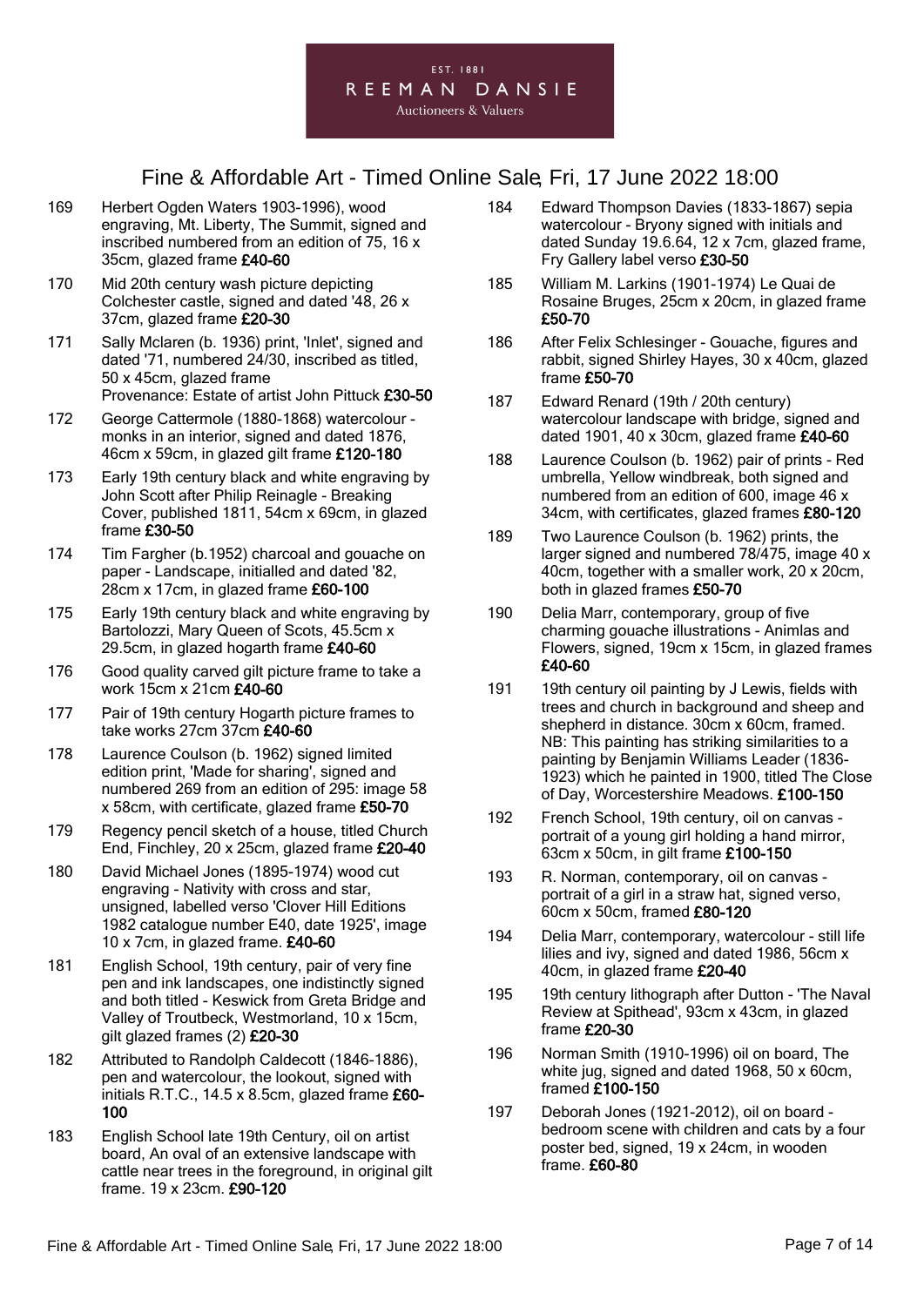EST. 1881
REEMAN DANSIE
Auctioneers & Valuers

# Fine & Affordable Art - Timed Online Sale, Fri, 17 June 2022 18:00

169 Herbert Ogden Waters 1903-1996), wood engraving, Mt. Liberty, The Summit, signed and inscribed numbered from an edition of 75, 16 x 35cm, glazed frame **£40-60**

170 Mid 20th century wash picture depicting Colchester castle, signed and dated '48, 26 x 37cm, glazed frame **£20-30**

171 Sally Mclaren (b. 1936) print, 'Inlet', signed and dated '71, numbered 24/30, inscribed as titled, 50 x 45cm, glazed frame
Provenance: Estate of artist John Pittuck **£30-50**

172 George Cattermole (1880-1868) watercolour - monks in an interior, signed and dated 1876, 46cm x 59cm, in glazed gilt frame **£120-180**

173 Early 19th century black and white engraving by John Scott after Philip Reinagle - Breaking Cover, published 1811, 54cm x 69cm, in glazed frame **£30-50**

174 Tim Fargher (b.1952) charcoal and gouache on paper - Landscape, initialled and dated '82, 28cm x 17cm, in glazed frame **£60-100**

175 Early 19th century black and white engraving by Bartolozzi, Mary Queen of Scots, 45.5cm x 29.5cm, in glazed hogarth frame **£40-60**

176 Good quality carved gilt picture frame to take a work 15cm x 21cm **£40-60**

177 Pair of 19th century Hogarth picture frames to take works 27cm 37cm **£40-60**

178 Laurence Coulson (b. 1962) signed limited edition print, 'Made for sharing', signed and numbered 269 from an edition of 295: image 58 x 58cm, with certificate, glazed frame **£50-70**

179 Regency pencil sketch of a house, titled Church End, Finchley, 20 x 25cm, glazed frame **£20-40**

180 David Michael Jones (1895-1974) wood cut engraving - Nativity with cross and star, unsigned, labelled verso 'Clover Hill Editions 1982 catalogue number E40, date 1925', image 10 x 7cm, in glazed frame. **£40-60**

181 English School, 19th century, pair of very fine pen and ink landscapes, one indistinctly signed and both titled - Keswick from Greta Bridge and Valley of Troutbeck, Westmorland, 10 x 15cm, gilt glazed frames (2) **£20-30**

182 Attributed to Randolph Caldecott (1846-1886), pen and watercolour, the lookout, signed with initials R.T.C., 14.5 x 8.5cm, glazed frame **£60-100**

183 English School late 19th Century, oil on artist board, An oval of an extensive landscape with cattle near trees in the foreground, in original gilt frame. 19 x 23cm. **£90-120**

184 Edward Thompson Davies (1833-1867) sepia watercolour - Bryony signed with initials and dated Sunday 19.6.64, 12 x 7cm, glazed frame, Fry Gallery label verso **£30-50**

185 William M. Larkins (1901-1974) Le Quai de Rosaine Bruges, 25cm x 20cm, in glazed frame **£50-70**

186 After Felix Schlesinger - Gouache, figures and rabbit, signed Shirley Hayes, 30 x 40cm, glazed frame **£50-70**

187 Edward Renard (19th / 20th century) watercolour landscape with bridge, signed and dated 1901, 40 x 30cm, glazed frame **£40-60**

188 Laurence Coulson (b. 1962) pair of prints - Red umbrella, Yellow windbreak, both signed and numbered from an edition of 600, image 46 x 34cm, with certificates, glazed frames **£80-120**

189 Two Laurence Coulson (b. 1962) prints, the larger signed and numbered 78/475, image 40 x 40cm, together with a smaller work, 20 x 20cm, both in glazed frames **£50-70**

190 Delia Marr, contemporary, group of five charming gouache illustrations - Animlas and Flowers, signed, 19cm x 15cm, in glazed frames **£40-60**

191 19th century oil painting by J Lewis, fields with trees and church in background and sheep and shepherd in distance. 30cm x 60cm, framed. NB: This painting has striking similarities to a painting by Benjamin Williams Leader (1836-1923) which he painted in 1900, titled The Close of Day, Worcestershire Meadows. **£100-150**

192 French School, 19th century, oil on canvas - portrait of a young girl holding a hand mirror, 63cm x 50cm, in gilt frame **£100-150**

193 R. Norman, contemporary, oil on canvas - portrait of a girl in a straw hat, signed verso, 60cm x 50cm, framed **£80-120**

194 Delia Marr, contemporary, watercolour - still life lilies and ivy, signed and dated 1986, 56cm x 40cm, in glazed frame **£20-40**

195 19th century lithograph after Dutton - 'The Naval Review at Spithead', 93cm x 43cm, in glazed frame **£20-30**

196 Norman Smith (1910-1996) oil on board, The white jug, signed and dated 1968, 50 x 60cm, framed **£100-150**

197 Deborah Jones (1921-2012), oil on board - bedroom scene with children and cats by a four poster bed, signed, 19 x 24cm, in wooden frame. **£60-80**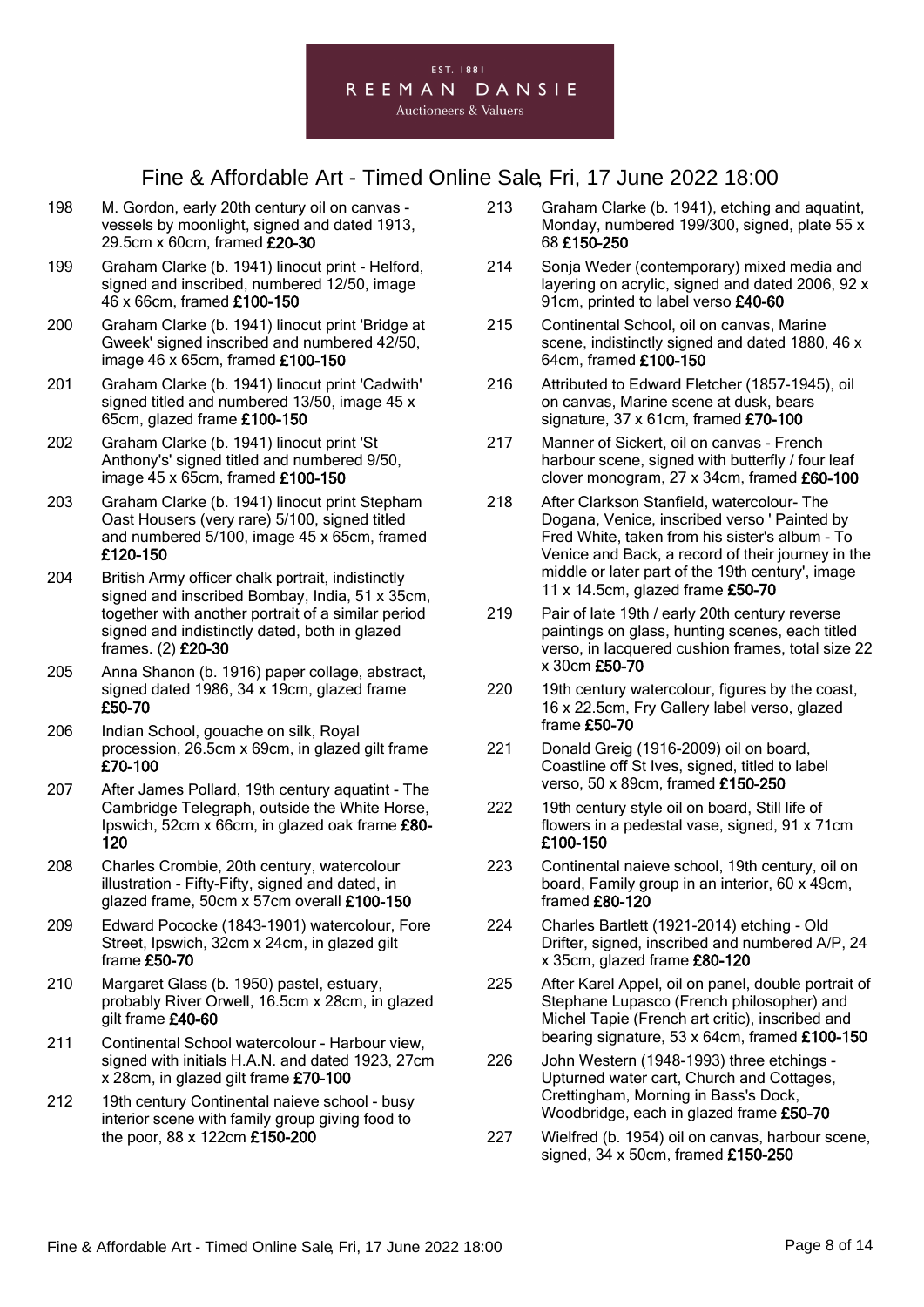EST. 1881

REEMAN DANSIE

Auctioneers & Valuers

# Fine & Affordable Art - Timed Online Sale, Fri, 17 June 2022 18:00

198 M. Gordon, early 20th century oil on canvas - vessels by moonlight, signed and dated 1913, 29.5cm x 60cm, framed **£20-30**

199 Graham Clarke (b. 1941) linocut print - Helford, signed and inscribed, numbered 12/50, image 46 x 66cm, framed **£100-150**

200 Graham Clarke (b. 1941) linocut print 'Bridge at Gweek' signed inscribed and numbered 42/50, image 46 x 65cm, framed **£100-150**

201 Graham Clarke (b. 1941) linocut print 'Cadwith' signed titled and numbered 13/50, image 45 x 65cm, glazed frame **£100-150**

202 Graham Clarke (b. 1941) linocut print 'St Anthony's' signed titled and numbered 9/50, image 45 x 65cm, framed **£100-150**

203 Graham Clarke (b. 1941) linocut print Stepham Oast Housers (very rare) 5/100, signed titled and numbered 5/100, image 45 x 65cm, framed **£120-150**

204 British Army officer chalk portrait, indistinctly signed and inscribed Bombay, India, 51 x 35cm, together with another portrait of a similar period signed and indistinctly dated, both in glazed frames. (2) **£20-30**

205 Anna Shanon (b. 1916) paper collage, abstract, signed dated 1986, 34 x 19cm, glazed frame **£50-70**

206 Indian School, gouache on silk, Royal procession, 26.5cm x 69cm, in glazed gilt frame **£70-100**

207 After James Pollard, 19th century aquatint - The Cambridge Telegraph, outside the White Horse, Ipswich, 52cm x 66cm, in glazed oak frame **£80-120**

208 Charles Crombie, 20th century, watercolour illustration - Fifty-Fifty, signed and dated, in glazed frame, 50cm x 57cm overall **£100-150**

209 Edward Pococke (1843-1901) watercolour, Fore Street, Ipswich, 32cm x 24cm, in glazed gilt frame **£50-70**

210 Margaret Glass (b. 1950) pastel, estuary, probably River Orwell, 16.5cm x 28cm, in glazed gilt frame **£40-60**

211 Continental School watercolour - Harbour view, signed with initials H.A.N. and dated 1923, 27cm x 28cm, in glazed gilt frame **£70-100**

212 19th century Continental naieve school - busy interior scene with family group giving food to the poor, 88 x 122cm **£150-200**

213 Graham Clarke (b. 1941), etching and aquatint, Monday, numbered 199/300, signed, plate 55 x 68 **£150-250**

214 Sonja Weder (contemporary) mixed media and layering on acrylic, signed and dated 2006, 92 x 91cm, printed to label verso **£40-60**

215 Continental School, oil on canvas, Marine scene, indistinctly signed and dated 1880, 46 x 64cm, framed **£100-150**

216 Attributed to Edward Fletcher (1857-1945), oil on canvas, Marine scene at dusk, bears signature, 37 x 61cm, framed **£70-100**

217 Manner of Sickert, oil on canvas - French harbour scene, signed with butterfly / four leaf clover monogram, 27 x 34cm, framed **£60-100**

218 After Clarkson Stanfield, watercolour- The Dogana, Venice, inscribed verso ' Painted by Fred White, taken from his sister's album - To Venice and Back, a record of their journey in the middle or later part of the 19th century', image 11 x 14.5cm, glazed frame **£50-70**

219 Pair of late 19th / early 20th century reverse paintings on glass, hunting scenes, each titled verso, in lacquered cushion frames, total size 22 x 30cm **£50-70**

220 19th century watercolour, figures by the coast, 16 x 22.5cm, Fry Gallery label verso, glazed frame **£50-70**

221 Donald Greig (1916-2009) oil on board, Coastline off St Ives, signed, titled to label verso, 50 x 89cm, framed **£150-250**

222 19th century style oil on board, Still life of flowers in a pedestal vase, signed, 91 x 71cm **£100-150**

223 Continental naieve school, 19th century, oil on board, Family group in an interior, 60 x 49cm, framed **£80-120**

224 Charles Bartlett (1921-2014) etching - Old Drifter, signed, inscribed and numbered A/P, 24 x 35cm, glazed frame **£80-120**

225 After Karel Appel, oil on panel, double portrait of Stephane Lupasco (French philosopher) and Michel Tapie (French art critic), inscribed and bearing signature, 53 x 64cm, framed **£100-150**

226 John Western (1948-1993) three etchings - Upturned water cart, Church and Cottages, Crettingham, Morning in Bass's Dock, Woodbridge, each in glazed frame **£50-70**

227 Wielfred (b. 1954) oil on canvas, harbour scene, signed, 34 x 50cm, framed **£150-250**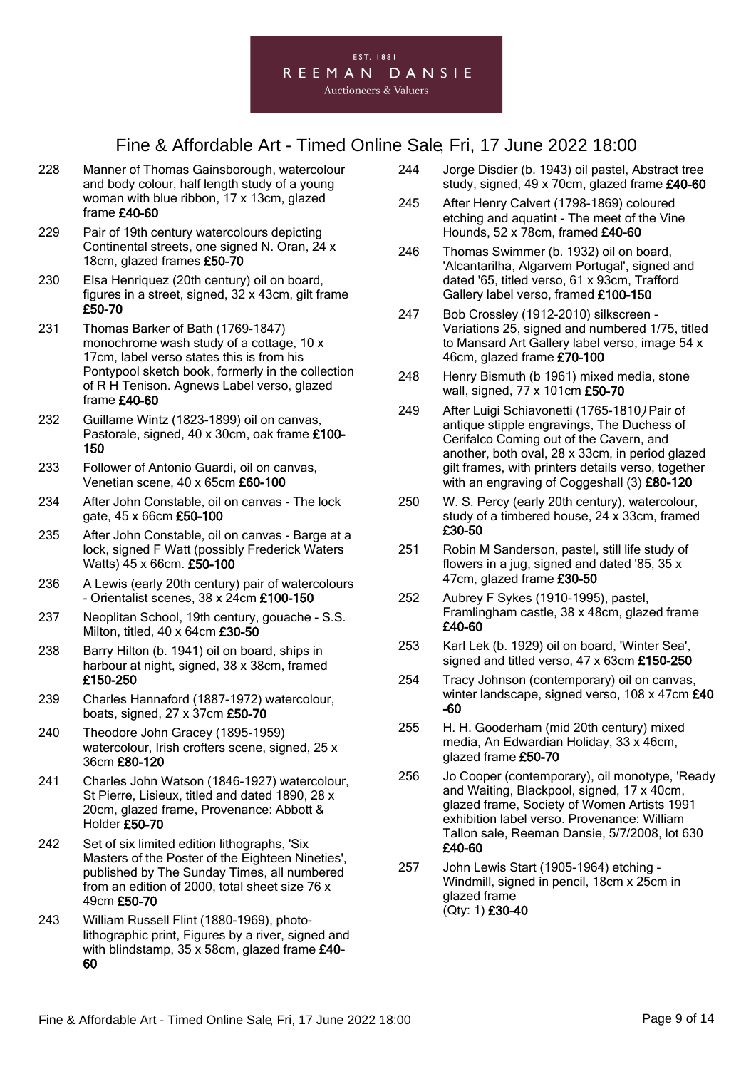EST. 1881
REEMAN DANSIE
Auctioneers & Valuers

# Fine & Affordable Art - Timed Online Sale, Fri, 17 June 2022 18:00

228 Manner of Thomas Gainsborough, watercolour and body colour, half length study of a young woman with blue ribbon, 17 x 13cm, glazed frame **£40-60**

229 Pair of 19th century watercolours depicting Continental streets, one signed N. Oran, 24 x 18cm, glazed frames **£50-70**

230 Elsa Henriquez (20th century) oil on board, figures in a street, signed, 32 x 43cm, gilt frame **£50-70**

231 Thomas Barker of Bath (1769-1847) monochrome wash study of a cottage, 10 x 17cm, label verso states this is from his Pontypool sketch book, formerly in the collection of R H Tenison. Agnews Label verso, glazed frame **£40-60**

232 Guillame Wintz (1823-1899) oil on canvas, Pastorale, signed, 40 x 30cm, oak frame **£100-150**

233 Follower of Antonio Guardi, oil on canvas, Venetian scene, 40 x 65cm **£60-100**

234 After John Constable, oil on canvas - The lock gate, 45 x 66cm **£50-100**

235 After John Constable, oil on canvas - Barge at a lock, signed F Watt (possibly Frederick Waters Watts) 45 x 66cm. **£50-100**

236 A Lewis (early 20th century) pair of watercolours - Orientalist scenes, 38 x 24cm **£100-150**

237 Neoplitan School, 19th century, gouache - S.S. Milton, titled, 40 x 64cm **£30-50**

238 Barry Hilton (b. 1941) oil on board, ships in harbour at night, signed, 38 x 38cm, framed **£150-250**

239 Charles Hannaford (1887-1972) watercolour, boats, signed, 27 x 37cm **£50-70**

240 Theodore John Gracey (1895-1959) watercolour, Irish crofters scene, signed, 25 x 36cm **£80-120**

241 Charles John Watson (1846-1927) watercolour, St Pierre, Lisieux, titled and dated 1890, 28 x 20cm, glazed frame, Provenance: Abbott & Holder **£50-70**

242 Set of six limited edition lithographs, 'Six Masters of the Poster of the Eighteen Nineties', published by The Sunday Times, all numbered from an edition of 2000, total sheet size 76 x 49cm **£50-70**

243 William Russell Flint (1880-1969), photo-lithographic print, Figures by a river, signed and with blindstamp, 35 x 58cm, glazed frame **£40-60**

244 Jorge Disdier (b. 1943) oil pastel, Abstract tree study, signed, 49 x 70cm, glazed frame **£40-60**

245 After Henry Calvert (1798-1869) coloured etching and aquatint - The meet of the Vine Hounds, 52 x 78cm, framed **£40-60**

246 Thomas Swimmer (b. 1932) oil on board, 'Alcantarilha, Algarvem Portugal', signed and dated '65, titled verso, 61 x 93cm, Trafford Gallery label verso, framed **£100-150**

247 Bob Crossley (1912-2010) silkscreen - Variations 25, signed and numbered 1/75, titled to Mansard Art Gallery label verso, image 54 x 46cm, glazed frame **£70-100**

248 Henry Bismuth (b 1961) mixed media, stone wall, signed, 77 x 101cm **£50-70**

249 After Luigi Schiavonetti (1765-1810) Pair of antique stipple engravings, The Duchess of Cerifalco Coming out of the Cavern, and another, both oval, 28 x 33cm, in period glazed gilt frames, with printers details verso, together with an engraving of Coggeshall (3) **£80-120**

250 W. S. Percy (early 20th century), watercolour, study of a timbered house, 24 x 33cm, framed **£30-50**

251 Robin M Sanderson, pastel, still life study of flowers in a jug, signed and dated '85, 35 x 47cm, glazed frame **£30-50**

252 Aubrey F Sykes (1910-1995), pastel, Framlingham castle, 38 x 48cm, glazed frame **£40-60**

253 Karl Lek (b. 1929) oil on board, 'Winter Sea', signed and titled verso, 47 x 63cm **£150-250**

254 Tracy Johnson (contemporary) oil on canvas, winter landscape, signed verso, 108 x 47cm **£40-60**

255 H. H. Gooderham (mid 20th century) mixed media, An Edwardian Holiday, 33 x 46cm, glazed frame **£50-70**

256 Jo Cooper (contemporary), oil monotype, 'Ready and Waiting, Blackpool, signed, 17 x 40cm, glazed frame, Society of Women Artists 1991 exhibition label verso. Provenance: William Tallon sale, Reeman Dansie, 5/7/2008, lot 630 **£40-60**

257 John Lewis Start (1905-1964) etching - Windmill, signed in pencil, 18cm x 25cm in glazed frame
(Qty: 1) **£30-40**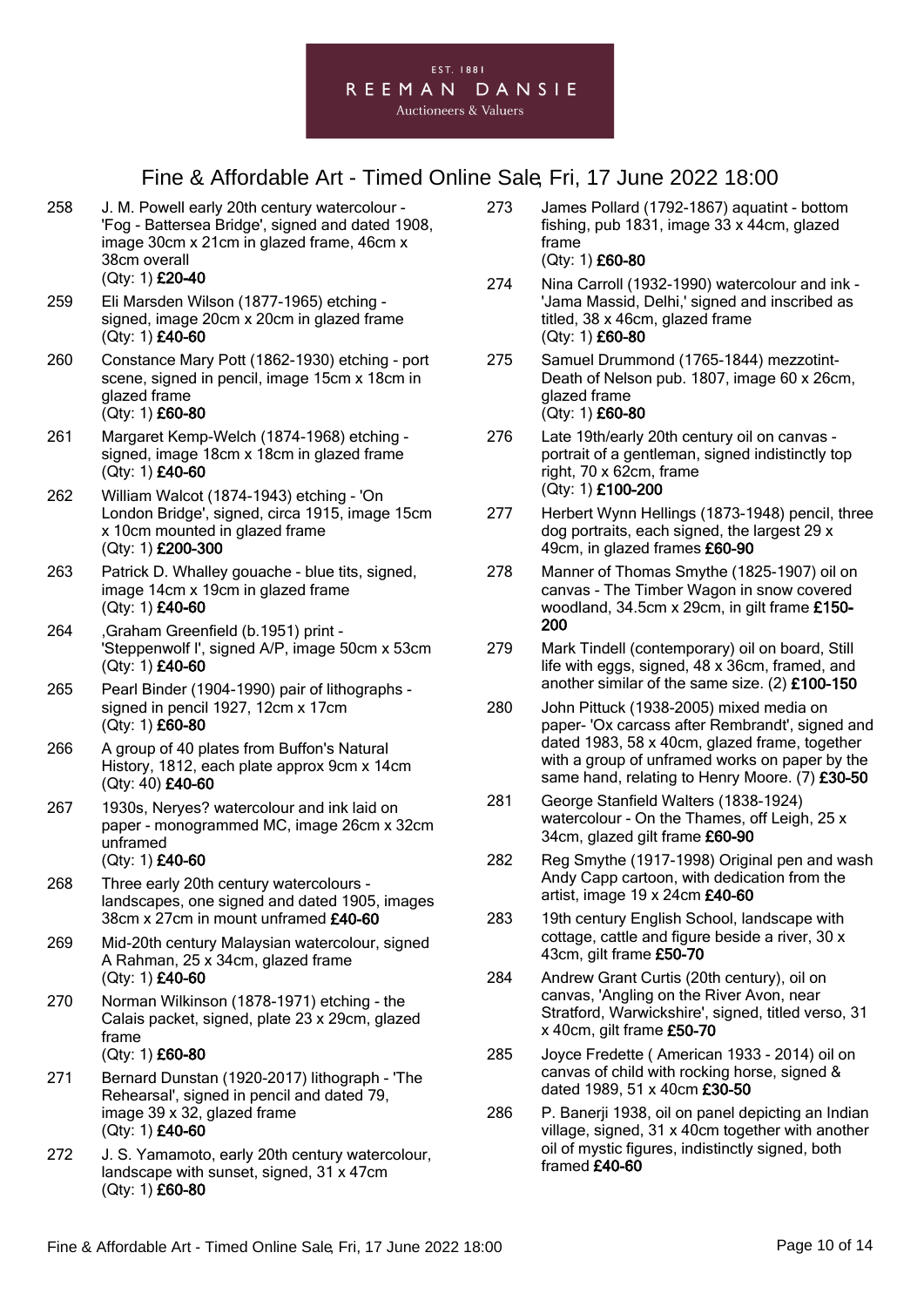# Fine & Affordable Art - Timed Online Sale, Fri, 17 June 2022 18:00

258 J. M. Powell early 20th century watercolour - 'Fog - Battersea Bridge', signed and dated 1908, image 30cm x 21cm in glazed frame, 46cm x 38cm overall
(Qty: 1) **£20-40**

259 Eli Marsden Wilson (1877-1965) etching - signed, image 20cm x 20cm in glazed frame
(Qty: 1) **£40-60**

260 Constance Mary Pott (1862-1930) etching - port scene, signed in pencil, image 15cm x 18cm in glazed frame
(Qty: 1) **£60-80**

261 Margaret Kemp-Welch (1874-1968) etching - signed, image 18cm x 18cm in glazed frame
(Qty: 1) **£40-60**

262 William Walcot (1874-1943) etching - 'On London Bridge', signed, circa 1915, image 15cm x 10cm mounted in glazed frame
(Qty: 1) **£200-300**

263 Patrick D. Whalley gouache - blue tits, signed, image 14cm x 19cm in glazed frame
(Qty: 1) **£40-60**

264 ,Graham Greenfield (b.1951) print - 'Steppenwolf I', signed A/P, image 50cm x 53cm
(Qty: 1) **£40-60**

265 Pearl Binder (1904-1990) pair of lithographs - signed in pencil 1927, 12cm x 17cm
(Qty: 1) **£60-80**

266 A group of 40 plates from Buffon's Natural History, 1812, each plate approx 9cm x 14cm
(Qty: 40) **£40-60**

267 1930s, Neryes? watercolour and ink laid on paper - monogrammed MC, image 26cm x 32cm unframed
(Qty: 1) **£40-60**

268 Three early 20th century watercolours - landscapes, one signed and dated 1905, images 38cm x 27cm in mount unframed **£40-60**

269 Mid-20th century Malaysian watercolour, signed A Rahman, 25 x 34cm, glazed frame
(Qty: 1) **£40-60**

270 Norman Wilkinson (1878-1971) etching - the Calais packet, signed, plate 23 x 29cm, glazed frame
(Qty: 1) **£60-80**

271 Bernard Dunstan (1920-2017) lithograph - 'The Rehearsal', signed in pencil and dated 79, image 39 x 32, glazed frame
(Qty: 1) **£40-60**

272 J. S. Yamamoto, early 20th century watercolour, landscape with sunset, signed, 31 x 47cm
(Qty: 1) **£60-80**

273 James Pollard (1792-1867) aquatint - bottom fishing, pub 1831, image 33 x 44cm, glazed frame
(Qty: 1) **£60-80**

274 Nina Carroll (1932-1990) watercolour and ink - 'Jama Massid, Delhi,' signed and inscribed as titled, 38 x 46cm, glazed frame
(Qty: 1) **£60-80**

275 Samuel Drummond (1765-1844) mezzotint- Death of Nelson pub. 1807, image 60 x 26cm, glazed frame
(Qty: 1) **£60-80**

276 Late 19th/early 20th century oil on canvas - portrait of a gentleman, signed indistinctly top right, 70 x 62cm, frame
(Qty: 1) **£100-200**

277 Herbert Wynn Hellings (1873-1948) pencil, three dog portraits, each signed, the largest 29 x 49cm, in glazed frames **£60-90**

278 Manner of Thomas Smythe (1825-1907) oil on canvas - The Timber Wagon in snow covered woodland, 34.5cm x 29cm, in gilt frame **£150-200**

279 Mark Tindell (contemporary) oil on board, Still life with eggs, signed, 48 x 36cm, framed, and another similar of the same size. (2) **£100-150**

280 John Pittuck (1938-2005) mixed media on paper- 'Ox carcass after Rembrandt', signed and dated 1983, 58 x 40cm, glazed frame, together with a group of unframed works on paper by the same hand, relating to Henry Moore. (7) **£30-50**

281 George Stanfield Walters (1838-1924) watercolour - On the Thames, off Leigh, 25 x 34cm, glazed gilt frame **£60-90**

282 Reg Smythe (1917-1998) Original pen and wash Andy Capp cartoon, with dedication from the artist, image 19 x 24cm **£40-60**

283 19th century English School, landscape with cottage, cattle and figure beside a river, 30 x 43cm, gilt frame **£50-70**

284 Andrew Grant Curtis (20th century), oil on canvas, 'Angling on the River Avon, near Stratford, Warwickshire', signed, titled verso, 31 x 40cm, gilt frame **£50-70**

285 Joyce Fredette ( American 1933 - 2014) oil on canvas of child with rocking horse, signed & dated 1989, 51 x 40cm **£30-50**

286 P. Banerji 1938, oil on panel depicting an Indian village, signed, 31 x 40cm together with another oil of mystic figures, indistinctly signed, both framed **£40-60**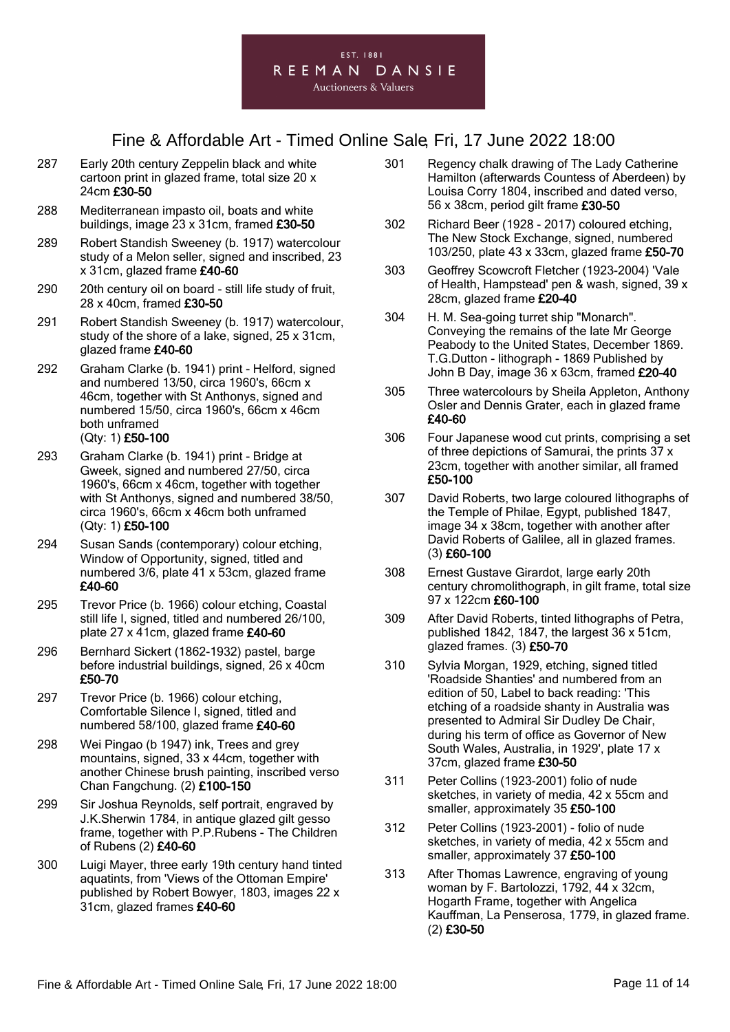EST. 1881

REEMAN DANSIE

Auctioneers & Valuers

# Fine & Affordable Art - Timed Online Sale, Fri, 17 June 2022 18:00

287 Early 20th century Zeppelin black and white cartoon print in glazed frame, total size 20 x 24cm **£30-50**

288 Mediterranean impasto oil, boats and white buildings, image 23 x 31cm, framed **£30-50**

289 Robert Standish Sweeney (b. 1917) watercolour study of a Melon seller, signed and inscribed, 23 x 31cm, glazed frame **£40-60**

290 20th century oil on board - still life study of fruit, 28 x 40cm, framed **£30-50**

291 Robert Standish Sweeney (b. 1917) watercolour, study of the shore of a lake, signed, 25 x 31cm, glazed frame **£40-60**

292 Graham Clarke (b. 1941) print - Helford, signed and numbered 13/50, circa 1960's, 66cm x 46cm, together with St Anthonys, signed and numbered 15/50, circa 1960's, 66cm x 46cm both unframed
(Qty: 1) **£50-100**

293 Graham Clarke (b. 1941) print - Bridge at Gweek, signed and numbered 27/50, circa 1960's, 66cm x 46cm, together with together with St Anthonys, signed and numbered 38/50, circa 1960's, 66cm x 46cm both unframed
(Qty: 1) **£50-100**

294 Susan Sands (contemporary) colour etching, Window of Opportunity, signed, titled and numbered 3/6, plate 41 x 53cm, glazed frame **£40-60**

295 Trevor Price (b. 1966) colour etching, Coastal still life I, signed, titled and numbered 26/100, plate 27 x 41cm, glazed frame **£40-60**

296 Bernhard Sickert (1862-1932) pastel, barge before industrial buildings, signed, 26 x 40cm **£50-70**

297 Trevor Price (b. 1966) colour etching, Comfortable Silence I, signed, titled and numbered 58/100, glazed frame **£40-60**

298 Wei Pingao (b 1947) ink, Trees and grey mountains, signed, 33 x 44cm, together with another Chinese brush painting, inscribed verso Chan Fangchung. (2) **£100-150**

299 Sir Joshua Reynolds, self portrait, engraved by J.K.Sherwin 1784, in antique glazed gilt gesso frame, together with P.P.Rubens - The Children of Rubens (2) **£40-60**

300 Luigi Mayer, three early 19th century hand tinted aquatints, from 'Views of the Ottoman Empire' published by Robert Bowyer, 1803, images 22 x 31cm, glazed frames **£40-60**

301 Regency chalk drawing of The Lady Catherine Hamilton (afterwards Countess of Aberdeen) by Louisa Corry 1804, inscribed and dated verso, 56 x 38cm, period gilt frame **£30-50**

302 Richard Beer (1928 - 2017) coloured etching, The New Stock Exchange, signed, numbered 103/250, plate 43 x 33cm, glazed frame **£50-70**

303 Geoffrey Scowcroft Fletcher (1923-2004) 'Vale of Health, Hampstead' pen & wash, signed, 39 x 28cm, glazed frame **£20-40**

304 H. M. Sea-going turret ship "Monarch". Conveying the remains of the late Mr George Peabody to the United States, December 1869. T.G.Dutton - lithograph - 1869 Published by John B Day, image 36 x 63cm, framed **£20-40**

305 Three watercolours by Sheila Appleton, Anthony Osler and Dennis Grater, each in glazed frame **£40-60**

306 Four Japanese wood cut prints, comprising a set of three depictions of Samurai, the prints 37 x 23cm, together with another similar, all framed **£50-100**

307 David Roberts, two large coloured lithographs of the Temple of Philae, Egypt, published 1847, image 34 x 38cm, together with another after David Roberts of Galilee, all in glazed frames. (3) **£60-100**

308 Ernest Gustave Girardot, large early 20th century chromolithograph, in gilt frame, total size 97 x 122cm **£60-100**

309 After David Roberts, tinted lithographs of Petra, published 1842, 1847, the largest 36 x 51cm, glazed frames. (3) **£50-70**

310 Sylvia Morgan, 1929, etching, signed titled 'Roadside Shanties' and numbered from an edition of 50, Label to back reading: 'This etching of a roadside shanty in Australia was presented to Admiral Sir Dudley De Chair, during his term of office as Governor of New South Wales, Australia, in 1929', plate 17 x 37cm, glazed frame **£30-50**

311 Peter Collins (1923-2001) folio of nude sketches, in variety of media, 42 x 55cm and smaller, approximately 35 **£50-100**

312 Peter Collins (1923-2001) - folio of nude sketches, in variety of media, 42 x 55cm and smaller, approximately 37 **£50-100**

313 After Thomas Lawrence, engraving of young woman by F. Bartolozzi, 1792, 44 x 32cm, Hogarth Frame, together with Angelica Kauffman, La Penserosa, 1779, in glazed frame. (2) **£30-50**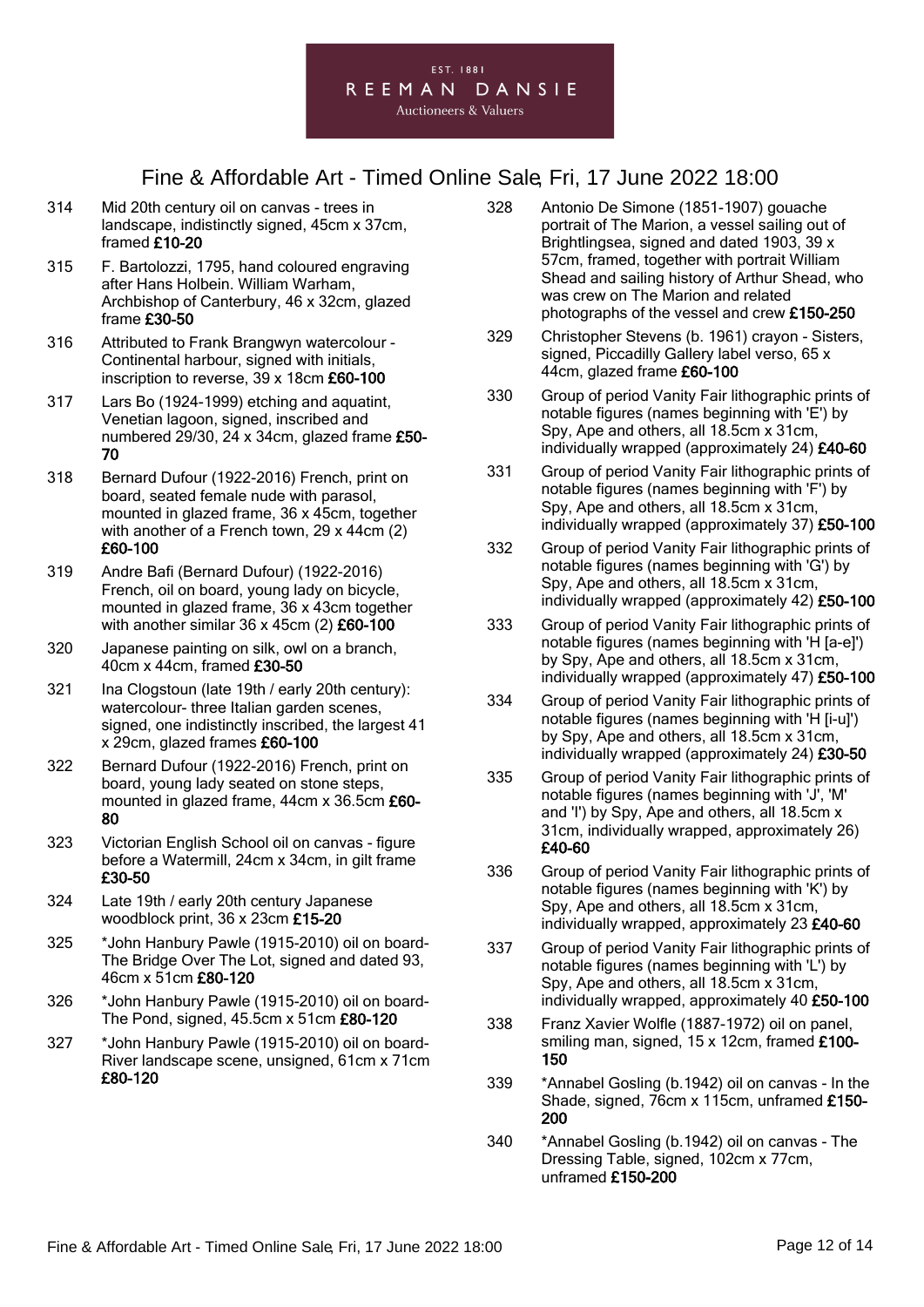# Fine & Affordable Art - Timed Online Sale, Fri, 17 June 2022 18:00

314 Mid 20th century oil on canvas - trees in landscape, indistinctly signed, 45cm x 37cm, framed **£10-20**

315 F. Bartolozzi, 1795, hand coloured engraving after Hans Holbein. William Warham, Archbishop of Canterbury, 46 x 32cm, glazed frame **£30-50**

316 Attributed to Frank Brangwyn watercolour - Continental harbour, signed with initials, inscription to reverse, 39 x 18cm **£60-100**

317 Lars Bo (1924-1999) etching and aquatint, Venetian lagoon, signed, inscribed and numbered 29/30, 24 x 34cm, glazed frame **£50-70**

318 Bernard Dufour (1922-2016) French, print on board, seated female nude with parasol, mounted in glazed frame, 36 x 45cm, together with another of a French town, 29 x 44cm (2) **£60-100**

319 Andre Bafi (Bernard Dufour) (1922-2016) French, oil on board, young lady on bicycle, mounted in glazed frame, 36 x 43cm together with another similar 36 x 45cm (2) **£60-100**

320 Japanese painting on silk, owl on a branch, 40cm x 44cm, framed **£30-50**

321 Ina Clogstoun (late 19th / early 20th century): watercolour- three Italian garden scenes, signed, one indistinctly inscribed, the largest 41 x 29cm, glazed frames **£60-100**

322 Bernard Dufour (1922-2016) French, print on board, young lady seated on stone steps, mounted in glazed frame, 44cm x 36.5cm **£60-80**

323 Victorian English School oil on canvas - figure before a Watermill, 24cm x 34cm, in gilt frame **£30-50**

324 Late 19th / early 20th century Japanese woodblock print, 36 x 23cm **£15-20**

325 *John Hanbury Pawle (1915-2010) oil on board- The Bridge Over The Lot, signed and dated 93, 46cm x 51cm **£80-120**

326 *John Hanbury Pawle (1915-2010) oil on board- The Pond, signed, 45.5cm x 51cm **£80-120**

327 *John Hanbury Pawle (1915-2010) oil on board- River landscape scene, unsigned, 61cm x 71cm **£80-120**

328 Antonio De Simone (1851-1907) gouache portrait of The Marion, a vessel sailing out of Brightlingsea, signed and dated 1903, 39 x 57cm, framed, together with portrait William Shead and sailing history of Arthur Shead, who was crew on The Marion and related photographs of the vessel and crew **£150-250**

329 Christopher Stevens (b. 1961) crayon - Sisters, signed, Piccadilly Gallery label verso, 65 x 44cm, glazed frame **£60-100**

330 Group of period Vanity Fair lithographic prints of notable figures (names beginning with 'E') by Spy, Ape and others, all 18.5cm x 31cm, individually wrapped (approximately 24) **£40-60**

331 Group of period Vanity Fair lithographic prints of notable figures (names beginning with 'F') by Spy, Ape and others, all 18.5cm x 31cm, individually wrapped (approximately 37) **£50-100**

332 Group of period Vanity Fair lithographic prints of notable figures (names beginning with 'G') by Spy, Ape and others, all 18.5cm x 31cm, individually wrapped (approximately 42) **£50-100**

333 Group of period Vanity Fair lithographic prints of notable figures (names beginning with 'H [a-e]') by Spy, Ape and others, all 18.5cm x 31cm, individually wrapped (approximately 47) **£50-100**

334 Group of period Vanity Fair lithographic prints of notable figures (names beginning with 'H [i-u]') by Spy, Ape and others, all 18.5cm x 31cm, individually wrapped (approximately 24) **£30-50**

335 Group of period Vanity Fair lithographic prints of notable figures (names beginning with 'J', 'M' and 'I') by Spy, Ape and others, all 18.5cm x 31cm, individually wrapped, approximately 26) **£40-60**

336 Group of period Vanity Fair lithographic prints of notable figures (names beginning with 'K') by Spy, Ape and others, all 18.5cm x 31cm, individually wrapped, approximately 23 **£40-60**

337 Group of period Vanity Fair lithographic prints of notable figures (names beginning with 'L') by Spy, Ape and others, all 18.5cm x 31cm, individually wrapped, approximately 40 **£50-100**

338 Franz Xavier Wolfle (1887-1972) oil on panel, smiling man, signed, 15 x 12cm, framed **£100-150**

339 *Annabel Gosling (b.1942) oil on canvas - In the Shade, signed, 76cm x 115cm, unframed **£150-200**

340 *Annabel Gosling (b.1942) oil on canvas - The Dressing Table, signed, 102cm x 77cm, unframed **£150-200**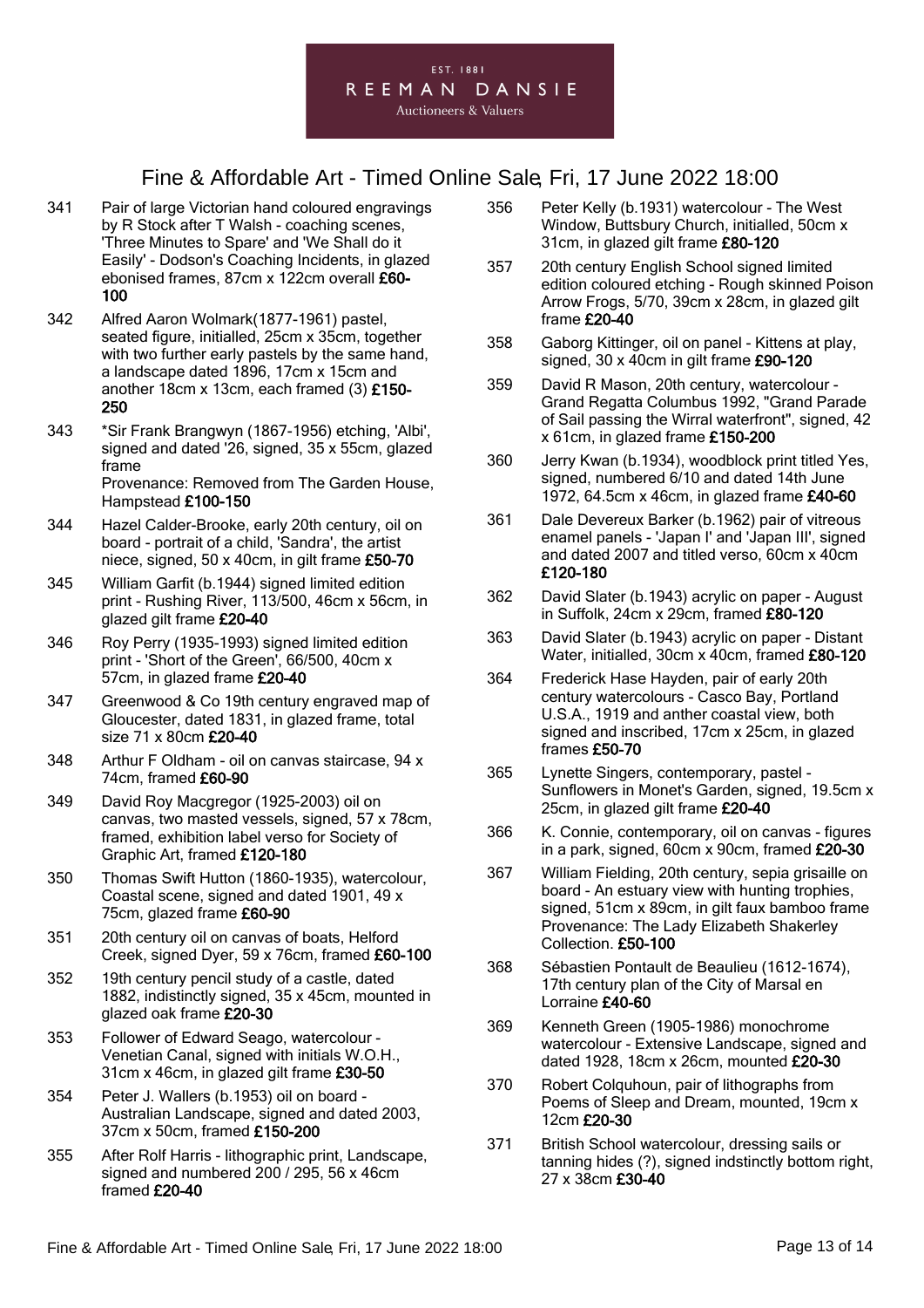# Fine & Affordable Art - Timed Online Sale, Fri, 17 June 2022 18:00

341 Pair of large Victorian hand coloured engravings by R Stock after T Walsh - coaching scenes, 'Three Minutes to Spare' and 'We Shall do it Easily' - Dodson's Coaching Incidents, in glazed ebonised frames, 87cm x 122cm overall **£60-100**

342 Alfred Aaron Wolmark(1877-1961) pastel, seated figure, initialled, 25cm x 35cm, together with two further early pastels by the same hand, a landscape dated 1896, 17cm x 15cm and another 18cm x 13cm, each framed (3) **£150-250**

343 *Sir Frank Brangwyn (1867-1956) etching, 'Albi', signed and dated '26, signed, 35 x 55cm, glazed frame
Provenance: Removed from The Garden House, Hampstead **£100-150**

344 Hazel Calder-Brooke, early 20th century, oil on board - portrait of a child, 'Sandra', the artist niece, signed, 50 x 40cm, in gilt frame **£50-70**

345 William Garfit (b.1944) signed limited edition print - Rushing River, 113/500, 46cm x 56cm, in glazed gilt frame **£20-40**

346 Roy Perry (1935-1993) signed limited edition print - 'Short of the Green', 66/500, 40cm x 57cm, in glazed frame **£20-40**

347 Greenwood & Co 19th century engraved map of Gloucester, dated 1831, in glazed frame, total size 71 x 80cm **£20-40**

348 Arthur F Oldham - oil on canvas staircase, 94 x 74cm, framed **£60-90**

349 David Roy Macgregor (1925-2003) oil on canvas, two masted vessels, signed, 57 x 78cm, framed, exhibition label verso for Society of Graphic Art, framed **£120-180**

350 Thomas Swift Hutton (1860-1935), watercolour, Coastal scene, signed and dated 1901, 49 x 75cm, glazed frame **£60-90**

351 20th century oil on canvas of boats, Helford Creek, signed Dyer, 59 x 76cm, framed **£60-100**

352 19th century pencil study of a castle, dated 1882, indistinctly signed, 35 x 45cm, mounted in glazed oak frame **£20-30**

353 Follower of Edward Seago, watercolour - Venetian Canal, signed with initials W.O.H., 31cm x 46cm, in glazed gilt frame **£30-50**

354 Peter J. Wallers (b.1953) oil on board - Australian Landscape, signed and dated 2003, 37cm x 50cm, framed **£150-200**

355 After Rolf Harris - lithographic print, Landscape, signed and numbered 200 / 295, 56 x 46cm framed **£20-40**

356 Peter Kelly (b.1931) watercolour - The West Window, Buttsbury Church, initialled, 50cm x 31cm, in glazed gilt frame **£80-120**

357 20th century English School signed limited edition coloured etching - Rough skinned Poison Arrow Frogs, 5/70, 39cm x 28cm, in glazed gilt frame **£20-40**

358 Gaborg Kittinger, oil on panel - Kittens at play, signed, 30 x 40cm in gilt frame **£90-120**

359 David R Mason, 20th century, watercolour - Grand Regatta Columbus 1992, "Grand Parade of Sail passing the Wirral waterfront", signed, 42 x 61cm, in glazed frame **£150-200**

360 Jerry Kwan (b.1934), woodblock print titled Yes, signed, numbered 6/10 and dated 14th June 1972, 64.5cm x 46cm, in glazed frame **£40-60**

361 Dale Devereux Barker (b.1962) pair of vitreous enamel panels - 'Japan I' and 'Japan III', signed and dated 2007 and titled verso, 60cm x 40cm **£120-180**

362 David Slater (b.1943) acrylic on paper - August in Suffolk, 24cm x 29cm, framed **£80-120**

363 David Slater (b.1943) acrylic on paper - Distant Water, initialled, 30cm x 40cm, framed **£80-120**

364 Frederick Hase Hayden, pair of early 20th century watercolours - Casco Bay, Portland U.S.A., 1919 and anther coastal view, both signed and inscribed, 17cm x 25cm, in glazed frames **£50-70**

365 Lynette Singers, contemporary, pastel - Sunflowers in Monet's Garden, signed, 19.5cm x 25cm, in glazed gilt frame **£20-40**

366 K. Connie, contemporary, oil on canvas - figures in a park, signed, 60cm x 90cm, framed **£20-30**

367 William Fielding, 20th century, sepia grisaille on board - An estuary view with hunting trophies, signed, 51cm x 89cm, in gilt faux bamboo frame
Provenance: The Lady Elizabeth Shakerley Collection. **£50-100**

368 Sébastien Pontault de Beaulieu (1612-1674), 17th century plan of the City of Marsal en Lorraine **£40-60**

369 Kenneth Green (1905-1986) monochrome watercolour - Extensive Landscape, signed and dated 1928, 18cm x 26cm, mounted **£20-30**

370 Robert Colquhoun, pair of lithographs from Poems of Sleep and Dream, mounted, 19cm x 12cm **£20-30**

371 British School watercolour, dressing sails or tanning hides (?), signed indstinctly bottom right, 27 x 38cm **£30-40**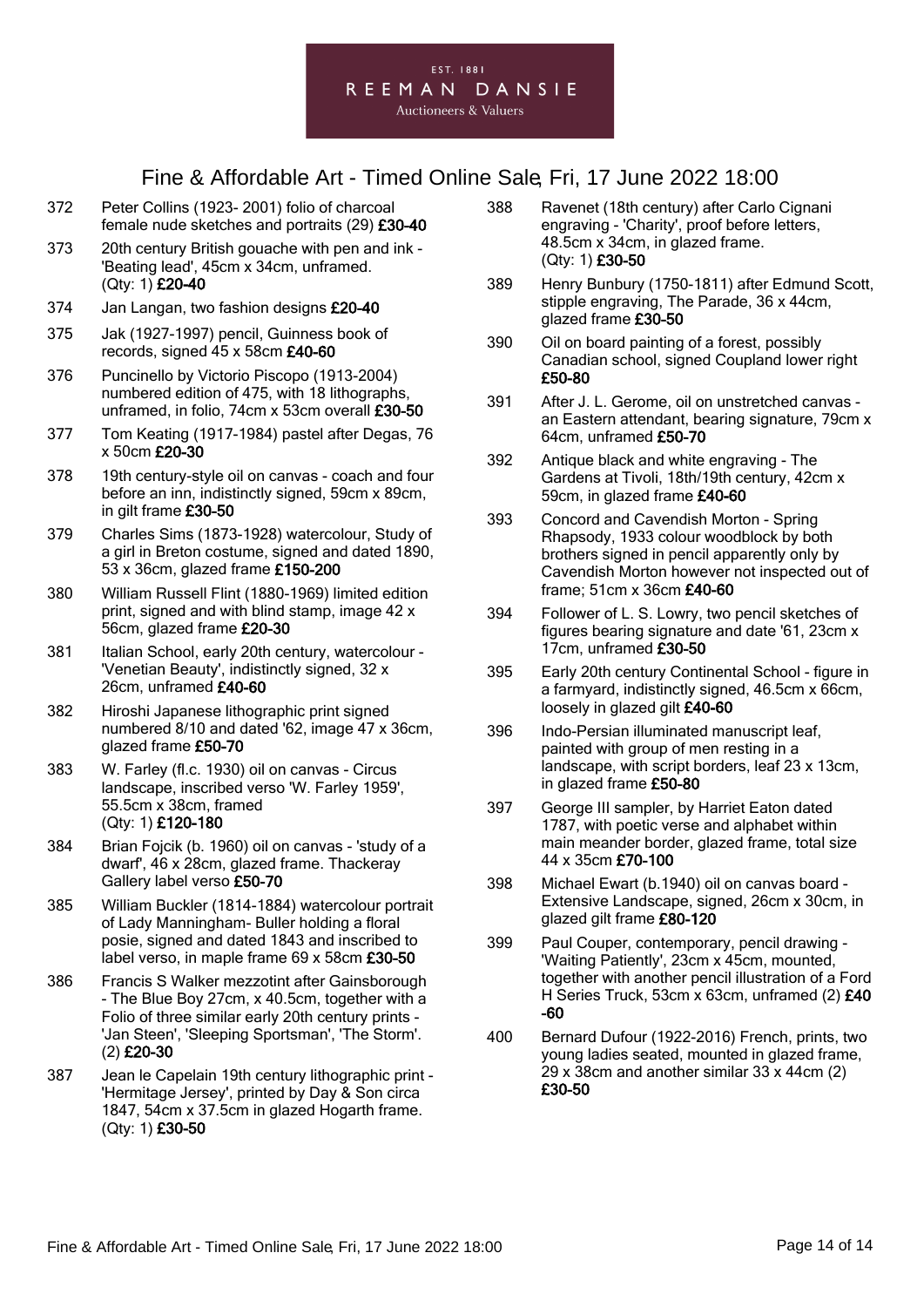EST. 1881
REEMAN DANSIE
Auctioneers & Valuers

# Fine & Affordable Art - Timed Online Sale, Fri, 17 June 2022 18:00

372 Peter Collins (1923- 2001) folio of charcoal female nude sketches and portraits (29) **£30-40**

373 20th century British gouache with pen and ink - 'Beating lead', 45cm x 34cm, unframed. (Qty: 1) **£20-40**

374 Jan Langan, two fashion designs **£20-40**

375 Jak (1927-1997) pencil, Guinness book of records, signed 45 x 58cm **£40-60**

376 Puncinello by Victorio Piscopo (1913-2004) numbered edition of 475, with 18 lithographs, unframed, in folio, 74cm x 53cm overall **£30-50**

377 Tom Keating (1917-1984) pastel after Degas, 76 x 50cm **£20-30**

378 19th century-style oil on canvas - coach and four before an inn, indistinctly signed, 59cm x 89cm, in gilt frame **£30-50**

379 Charles Sims (1873-1928) watercolour, Study of a girl in Breton costume, signed and dated 1890, 53 x 36cm, glazed frame **£150-200**

380 William Russell Flint (1880-1969) limited edition print, signed and with blind stamp, image 42 x 56cm, glazed frame **£20-30**

381 Italian School, early 20th century, watercolour - 'Venetian Beauty', indistinctly signed, 32 x 26cm, unframed **£40-60**

382 Hiroshi Japanese lithographic print signed numbered 8/10 and dated '62, image 47 x 36cm, glazed frame **£50-70**

383 W. Farley (fl.c. 1930) oil on canvas - Circus landscape, inscribed verso 'W. Farley 1959', 55.5cm x 38cm, framed (Qty: 1) **£120-180**

384 Brian Fojcik (b. 1960) oil on canvas - 'study of a dwarf', 46 x 28cm, glazed frame. Thackeray Gallery label verso **£50-70**

385 William Buckler (1814-1884) watercolour portrait of Lady Manningham- Buller holding a floral posie, signed and dated 1843 and inscribed to label verso, in maple frame 69 x 58cm **£30-50**

386 Francis S Walker mezzotint after Gainsborough - The Blue Boy 27cm, x 40.5cm, together with a Folio of three similar early 20th century prints - 'Jan Steen', 'Sleeping Sportsman', 'The Storm'. (2) **£20-30**

387 Jean le Capelain 19th century lithographic print - 'Hermitage Jersey', printed by Day & Son circa 1847, 54cm x 37.5cm in glazed Hogarth frame. (Qty: 1) **£30-50**

388 Ravenet (18th century) after Carlo Cignani engraving - 'Charity', proof before letters, 48.5cm x 34cm, in glazed frame. (Qty: 1) **£30-50**

389 Henry Bunbury (1750-1811) after Edmund Scott, stipple engraving, The Parade, 36 x 44cm, glazed frame **£30-50**

390 Oil on board painting of a forest, possibly Canadian school, signed Coupland lower right **£50-80**

391 After J. L. Gerome, oil on unstretched canvas - an Eastern attendant, bearing signature, 79cm x 64cm, unframed **£50-70**

392 Antique black and white engraving - The Gardens at Tivoli, 18th/19th century, 42cm x 59cm, in glazed frame **£40-60**

393 Concord and Cavendish Morton - Spring Rhapsody, 1933 colour woodblock by both brothers signed in pencil apparently only by Cavendish Morton however not inspected out of frame; 51cm x 36cm **£40-60**

394 Follower of L. S. Lowry, two pencil sketches of figures bearing signature and date '61, 23cm x 17cm, unframed **£30-50**

395 Early 20th century Continental School - figure in a farmyard, indistinctly signed, 46.5cm x 66cm, loosely in glazed gilt **£40-60**

396 Indo-Persian illuminated manuscript leaf, painted with group of men resting in a landscape, with script borders, leaf 23 x 13cm, in glazed frame **£50-80**

397 George III sampler, by Harriet Eaton dated 1787, with poetic verse and alphabet within main meander border, glazed frame, total size 44 x 35cm **£70-100**

398 Michael Ewart (b.1940) oil on canvas board - Extensive Landscape, signed, 26cm x 30cm, in glazed gilt frame **£80-120**

399 Paul Couper, contemporary, pencil drawing - 'Waiting Patiently', 23cm x 45cm, mounted, together with another pencil illustration of a Ford H Series Truck, 53cm x 63cm, unframed (2) **£40-60**

400 Bernard Dufour (1922-2016) French, prints, two young ladies seated, mounted in glazed frame, 29 x 38cm and another similar 33 x 44cm (2) **£30-50**